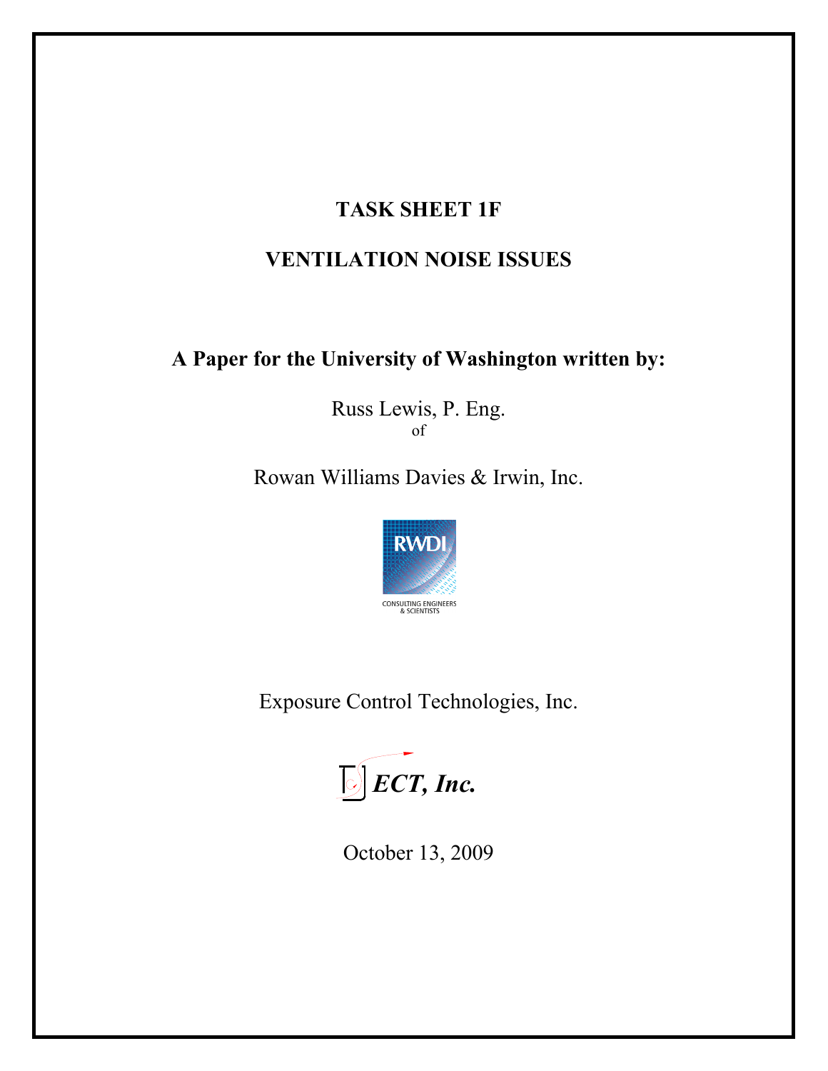# TASK SHEET 1F

# VENTILATION NOISE ISSUES

## A Paper for the University of Washington written by:

Russ Lewis, P. Eng.
of

Rowan Williams Davies & Irwin, Inc.

RWDI
CONSULTING ENGINEERS & SCIENTISTS

Exposure Control Technologies, Inc.

*ECT, Inc.*

October 13, 2009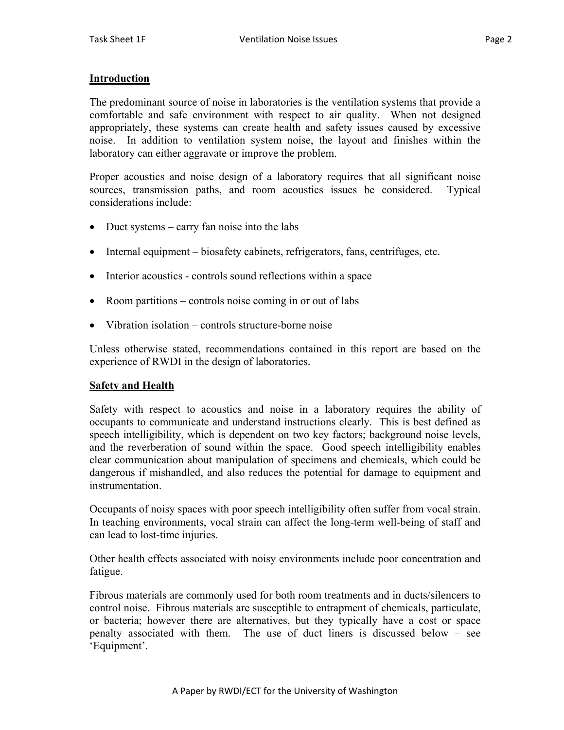## Introduction

The predominant source of noise in laboratories is the ventilation systems that provide a comfortable and safe environment with respect to air quality. When not designed appropriately, these systems can create health and safety issues caused by excessive noise. In addition to ventilation system noise, the layout and finishes within the laboratory can either aggravate or improve the problem.

Proper acoustics and noise design of a laboratory requires that all significant noise sources, transmission paths, and room acoustics issues be considered. Typical considerations include:

- Duct systems – carry fan noise into the labs
- Internal equipment – biosafety cabinets, refrigerators, fans, centrifuges, etc.
- Interior acoustics - controls sound reflections within a space
- Room partitions – controls noise coming in or out of labs
- Vibration isolation – controls structure-borne noise

Unless otherwise stated, recommendations contained in this report are based on the experience of RWDI in the design of laboratories.

## Safety and Health

Safety with respect to acoustics and noise in a laboratory requires the ability of occupants to communicate and understand instructions clearly. This is best defined as speech intelligibility, which is dependent on two key factors; background noise levels, and the reverberation of sound within the space. Good speech intelligibility enables clear communication about manipulation of specimens and chemicals, which could be dangerous if mishandled, and also reduces the potential for damage to equipment and instrumentation.

Occupants of noisy spaces with poor speech intelligibility often suffer from vocal strain. In teaching environments, vocal strain can affect the long-term well-being of staff and can lead to lost-time injuries.

Other health effects associated with noisy environments include poor concentration and fatigue.

Fibrous materials are commonly used for both room treatments and in ducts/silencers to control noise. Fibrous materials are susceptible to entrapment of chemicals, particulate, or bacteria; however there are alternatives, but they typically have a cost or space penalty associated with them. The use of duct liners is discussed below – see 'Equipment'.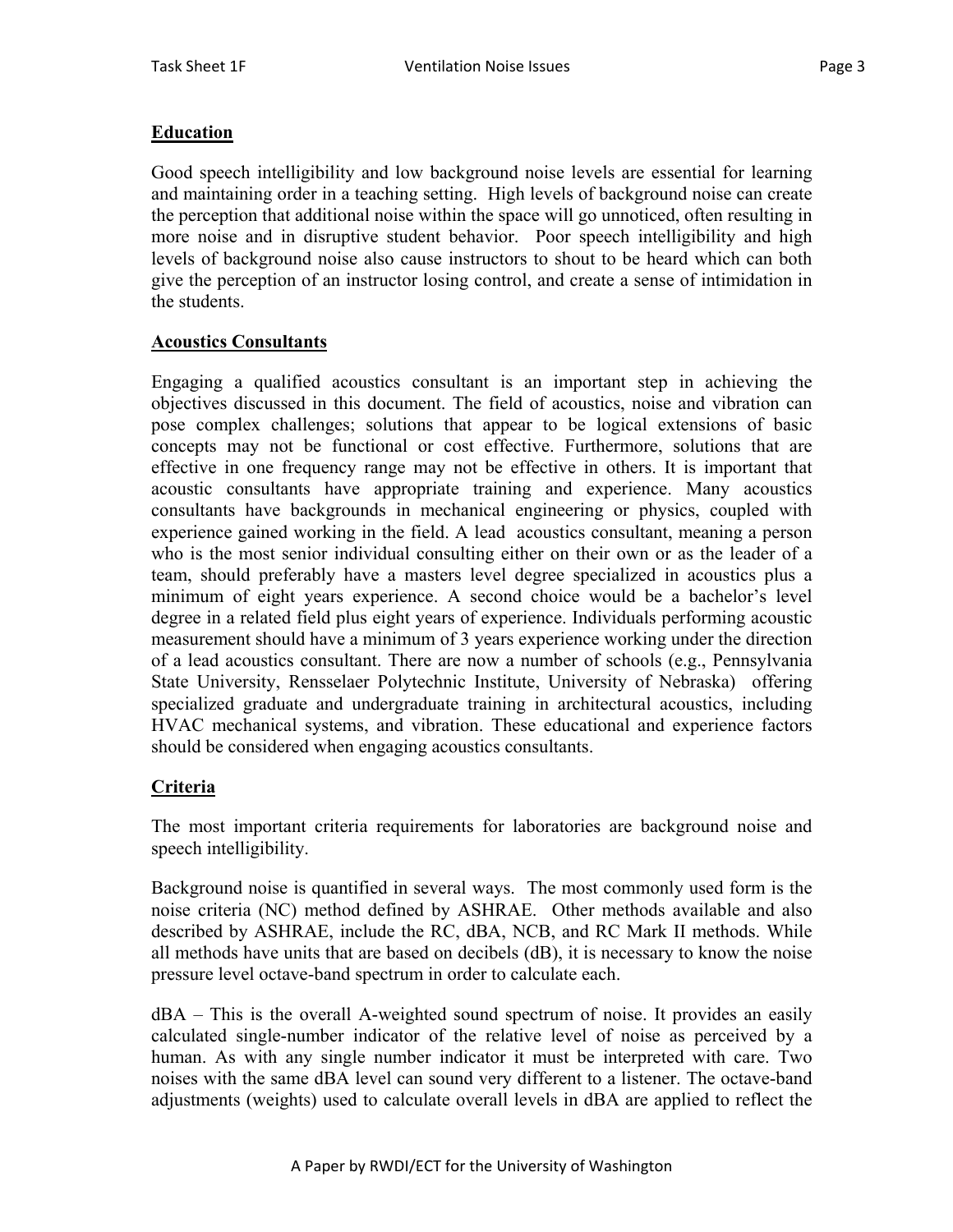## Education

Good speech intelligibility and low background noise levels are essential for learning and maintaining order in a teaching setting. High levels of background noise can create the perception that additional noise within the space will go unnoticed, often resulting in more noise and in disruptive student behavior. Poor speech intelligibility and high levels of background noise also cause instructors to shout to be heard which can both give the perception of an instructor losing control, and create a sense of intimidation in the students.

## Acoustics Consultants

Engaging a qualified acoustics consultant is an important step in achieving the objectives discussed in this document. The field of acoustics, noise and vibration can pose complex challenges; solutions that appear to be logical extensions of basic concepts may not be functional or cost effective. Furthermore, solutions that are effective in one frequency range may not be effective in others. It is important that acoustic consultants have appropriate training and experience. Many acoustics consultants have backgrounds in mechanical engineering or physics, coupled with experience gained working in the field. A lead acoustics consultant, meaning a person who is the most senior individual consulting either on their own or as the leader of a team, should preferably have a masters level degree specialized in acoustics plus a minimum of eight years experience. A second choice would be a bachelor's level degree in a related field plus eight years of experience. Individuals performing acoustic measurement should have a minimum of 3 years experience working under the direction of a lead acoustics consultant. There are now a number of schools (e.g., Pennsylvania State University, Rensselaer Polytechnic Institute, University of Nebraska) offering specialized graduate and undergraduate training in architectural acoustics, including HVAC mechanical systems, and vibration. These educational and experience factors should be considered when engaging acoustics consultants.

## Criteria

The most important criteria requirements for laboratories are background noise and speech intelligibility.

Background noise is quantified in several ways. The most commonly used form is the noise criteria (NC) method defined by ASHRAE. Other methods available and also described by ASHRAE, include the RC, dBA, NCB, and RC Mark II methods. While all methods have units that are based on decibels (dB), it is necessary to know the noise pressure level octave-band spectrum in order to calculate each.

dBA – This is the overall A-weighted sound spectrum of noise. It provides an easily calculated single-number indicator of the relative level of noise as perceived by a human. As with any single number indicator it must be interpreted with care. Two noises with the same dBA level can sound very different to a listener. The octave-band adjustments (weights) used to calculate overall levels in dBA are applied to reflect the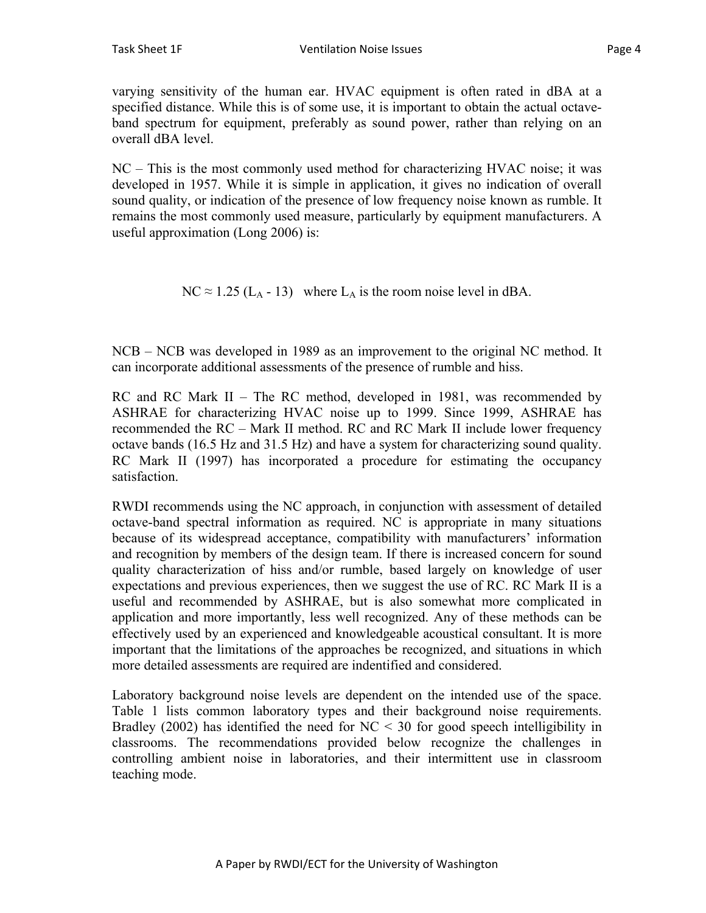varying sensitivity of the human ear. HVAC equipment is often rated in dBA at a specified distance. While this is of some use, it is important to obtain the actual octave-band spectrum for equipment, preferably as sound power, rather than relying on an overall dBA level.

NC – This is the most commonly used method for characterizing HVAC noise; it was developed in 1957. While it is simple in application, it gives no indication of overall sound quality, or indication of the presence of low frequency noise known as rumble. It remains the most commonly used measure, particularly by equipment manufacturers. A useful approximation (Long 2006) is:

$$NC \approx 1.25\,(L_A - 13)$$ where $L_A$ is the room noise level in dBA.

NCB – NCB was developed in 1989 as an improvement to the original NC method. It can incorporate additional assessments of the presence of rumble and hiss.

RC and RC Mark II – The RC method, developed in 1981, was recommended by ASHRAE for characterizing HVAC noise up to 1999. Since 1999, ASHRAE has recommended the RC – Mark II method. RC and RC Mark II include lower frequency octave bands (16.5 Hz and 31.5 Hz) and have a system for characterizing sound quality. RC Mark II (1997) has incorporated a procedure for estimating the occupancy satisfaction.

RWDI recommends using the NC approach, in conjunction with assessment of detailed octave-band spectral information as required. NC is appropriate in many situations because of its widespread acceptance, compatibility with manufacturers' information and recognition by members of the design team. If there is increased concern for sound quality characterization of hiss and/or rumble, based largely on knowledge of user expectations and previous experiences, then we suggest the use of RC. RC Mark II is a useful and recommended by ASHRAE, but is also somewhat more complicated in application and more importantly, less well recognized. Any of these methods can be effectively used by an experienced and knowledgeable acoustical consultant. It is more important that the limitations of the approaches be recognized, and situations in which more detailed assessments are required are indentified and considered.

Laboratory background noise levels are dependent on the intended use of the space. Table 1 lists common laboratory types and their background noise requirements. Bradley (2002) has identified the need for NC < 30 for good speech intelligibility in classrooms. The recommendations provided below recognize the challenges in controlling ambient noise in laboratories, and their intermittent use in classroom teaching mode.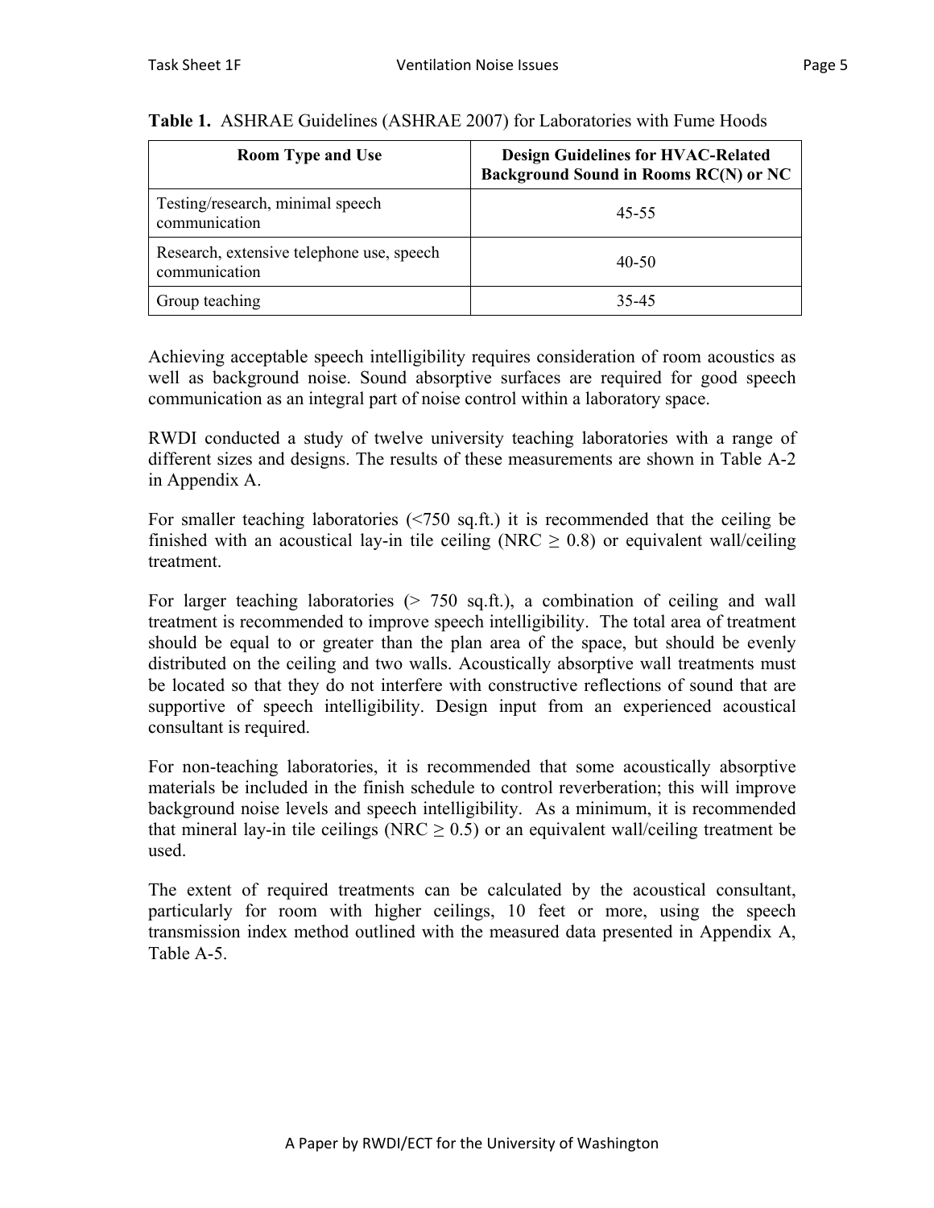**Table 1.** ASHRAE Guidelines (ASHRAE 2007) for Laboratories with Fume Hoods

| Room Type and Use | Design Guidelines for HVAC-Related Background Sound in Rooms RC(N) or NC |
|---|---|
| Testing/research, minimal speech communication | 45-55 |
| Research, extensive telephone use, speech communication | 40-50 |
| Group teaching | 35-45 |

Achieving acceptable speech intelligibility requires consideration of room acoustics as well as background noise. Sound absorptive surfaces are required for good speech communication as an integral part of noise control within a laboratory space.

RWDI conducted a study of twelve university teaching laboratories with a range of different sizes and designs. The results of these measurements are shown in Table A-2 in Appendix A.

For smaller teaching laboratories (<750 sq.ft.) it is recommended that the ceiling be finished with an acoustical lay-in tile ceiling (NRC ≥ 0.8) or equivalent wall/ceiling treatment.

For larger teaching laboratories (> 750 sq.ft.), a combination of ceiling and wall treatment is recommended to improve speech intelligibility. The total area of treatment should be equal to or greater than the plan area of the space, but should be evenly distributed on the ceiling and two walls. Acoustically absorptive wall treatments must be located so that they do not interfere with constructive reflections of sound that are supportive of speech intelligibility. Design input from an experienced acoustical consultant is required.

For non-teaching laboratories, it is recommended that some acoustically absorptive materials be included in the finish schedule to control reverberation; this will improve background noise levels and speech intelligibility. As a minimum, it is recommended that mineral lay-in tile ceilings (NRC ≥ 0.5) or an equivalent wall/ceiling treatment be used.

The extent of required treatments can be calculated by the acoustical consultant, particularly for room with higher ceilings, 10 feet or more, using the speech transmission index method outlined with the measured data presented in Appendix A, Table A-5.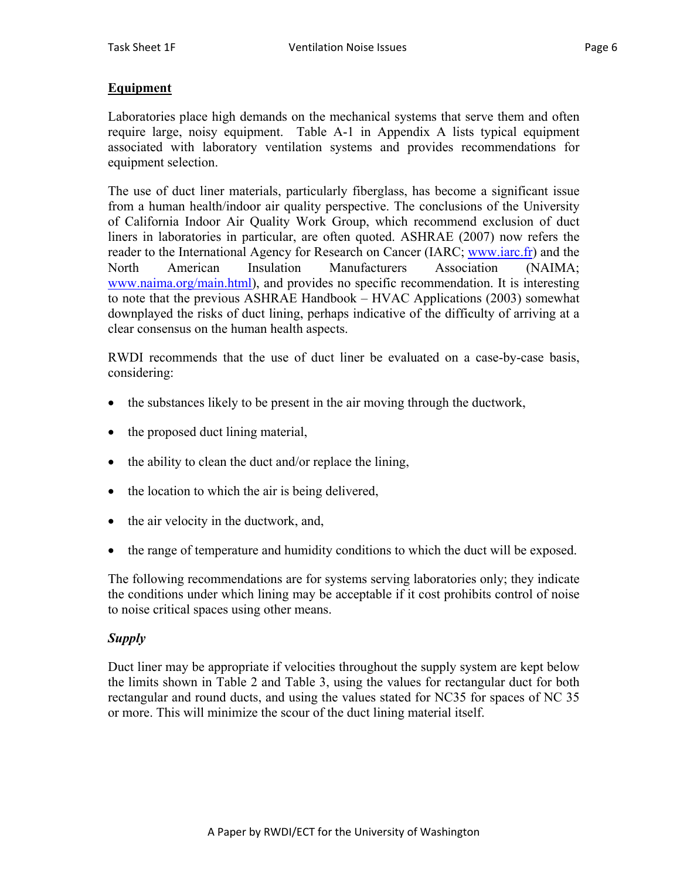## Equipment

Laboratories place high demands on the mechanical systems that serve them and often require large, noisy equipment. Table A-1 in Appendix A lists typical equipment associated with laboratory ventilation systems and provides recommendations for equipment selection.

The use of duct liner materials, particularly fiberglass, has become a significant issue from a human health/indoor air quality perspective. The conclusions of the University of California Indoor Air Quality Work Group, which recommend exclusion of duct liners in laboratories in particular, are often quoted. ASHRAE (2007) now refers the reader to the International Agency for Research on Cancer (IARC; www.iarc.fr) and the North American Insulation Manufacturers Association (NAIMA; www.naima.org/main.html), and provides no specific recommendation. It is interesting to note that the previous ASHRAE Handbook – HVAC Applications (2003) somewhat downplayed the risks of duct lining, perhaps indicative of the difficulty of arriving at a clear consensus on the human health aspects.

RWDI recommends that the use of duct liner be evaluated on a case-by-case basis, considering:

- the substances likely to be present in the air moving through the ductwork,
- the proposed duct lining material,
- the ability to clean the duct and/or replace the lining,
- the location to which the air is being delivered,
- the air velocity in the ductwork, and,
- the range of temperature and humidity conditions to which the duct will be exposed.

The following recommendations are for systems serving laboratories only; they indicate the conditions under which lining may be acceptable if it cost prohibits control of noise to noise critical spaces using other means.

### *Supply*

Duct liner may be appropriate if velocities throughout the supply system are kept below the limits shown in Table 2 and Table 3, using the values for rectangular duct for both rectangular and round ducts, and using the values stated for NC35 for spaces of NC 35 or more. This will minimize the scour of the duct lining material itself.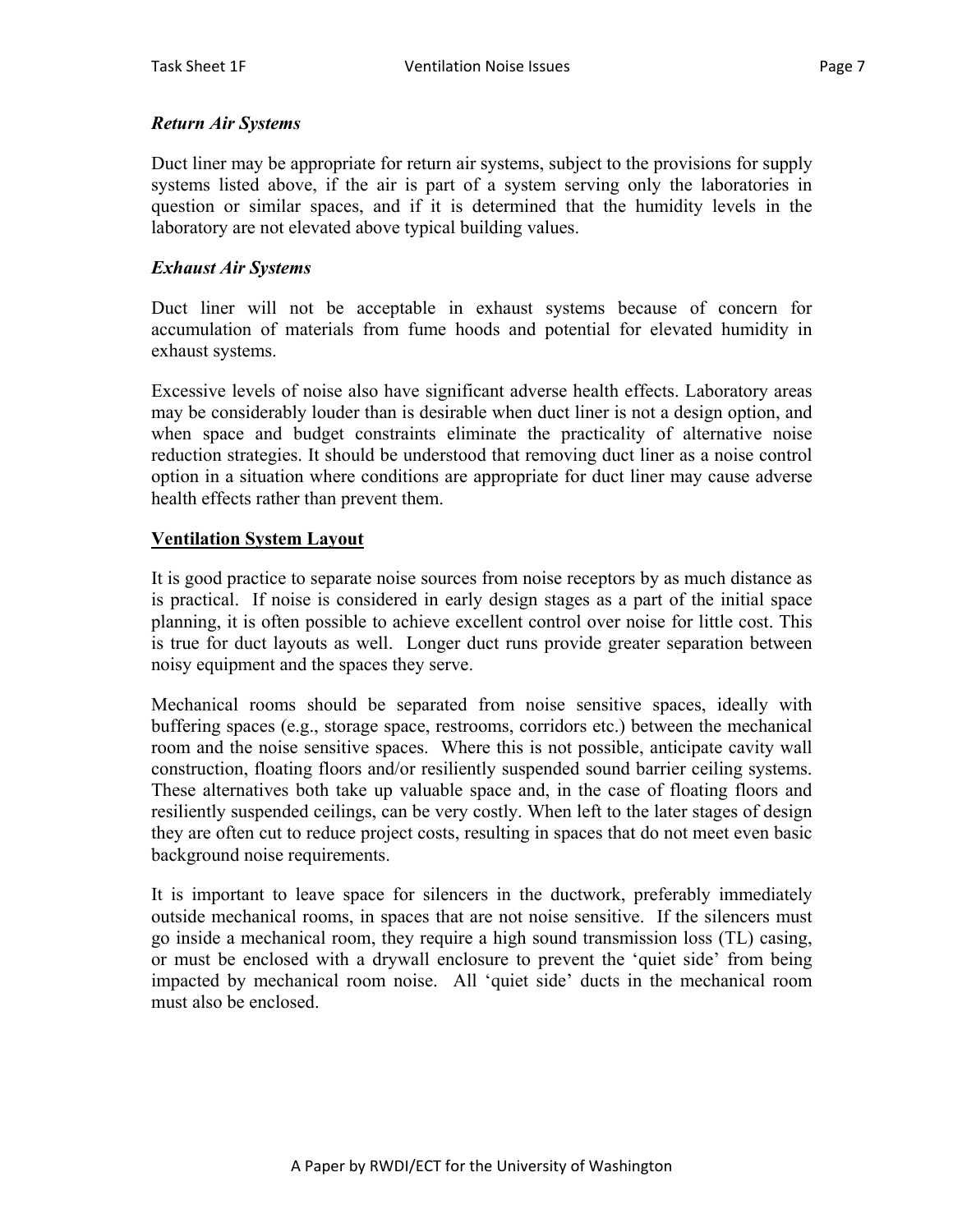### *Return Air Systems*

Duct liner may be appropriate for return air systems, subject to the provisions for supply systems listed above, if the air is part of a system serving only the laboratories in question or similar spaces, and if it is determined that the humidity levels in the laboratory are not elevated above typical building values.

### *Exhaust Air Systems*

Duct liner will not be acceptable in exhaust systems because of concern for accumulation of materials from fume hoods and potential for elevated humidity in exhaust systems.

Excessive levels of noise also have significant adverse health effects. Laboratory areas may be considerably louder than is desirable when duct liner is not a design option, and when space and budget constraints eliminate the practicality of alternative noise reduction strategies. It should be understood that removing duct liner as a noise control option in a situation where conditions are appropriate for duct liner may cause adverse health effects rather than prevent them.

## Ventilation System Layout

It is good practice to separate noise sources from noise receptors by as much distance as is practical. If noise is considered in early design stages as a part of the initial space planning, it is often possible to achieve excellent control over noise for little cost. This is true for duct layouts as well. Longer duct runs provide greater separation between noisy equipment and the spaces they serve.

Mechanical rooms should be separated from noise sensitive spaces, ideally with buffering spaces (e.g., storage space, restrooms, corridors etc.) between the mechanical room and the noise sensitive spaces. Where this is not possible, anticipate cavity wall construction, floating floors and/or resiliently suspended sound barrier ceiling systems. These alternatives both take up valuable space and, in the case of floating floors and resiliently suspended ceilings, can be very costly. When left to the later stages of design they are often cut to reduce project costs, resulting in spaces that do not meet even basic background noise requirements.

It is important to leave space for silencers in the ductwork, preferably immediately outside mechanical rooms, in spaces that are not noise sensitive. If the silencers must go inside a mechanical room, they require a high sound transmission loss (TL) casing, or must be enclosed with a drywall enclosure to prevent the 'quiet side' from being impacted by mechanical room noise. All 'quiet side' ducts in the mechanical room must also be enclosed.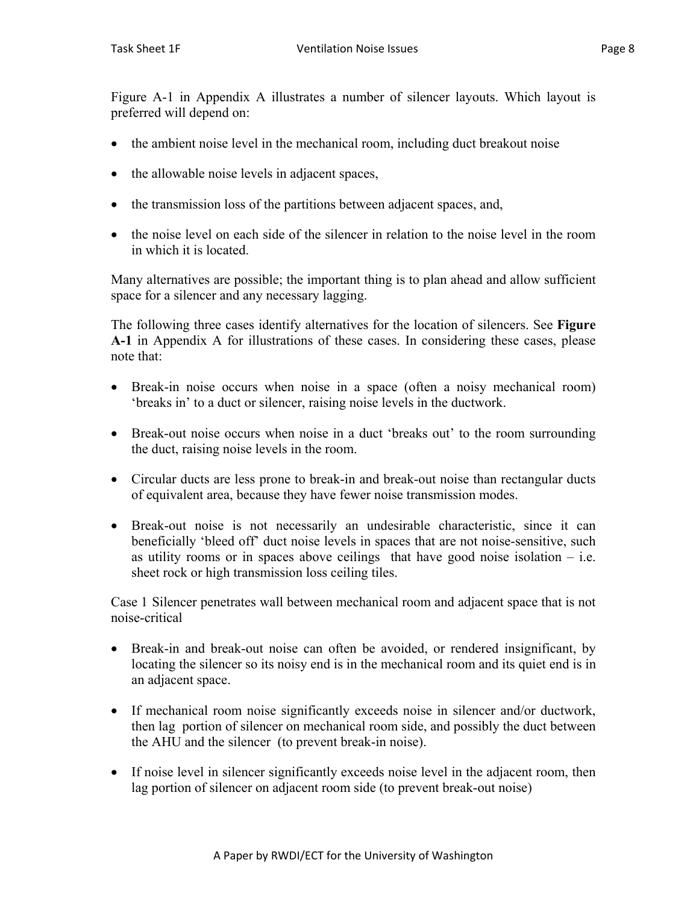Figure A-1 in Appendix A illustrates a number of silencer layouts. Which layout is preferred will depend on:

- the ambient noise level in the mechanical room, including duct breakout noise
- the allowable noise levels in adjacent spaces,
- the transmission loss of the partitions between adjacent spaces, and,
- the noise level on each side of the silencer in relation to the noise level in the room in which it is located.

Many alternatives are possible; the important thing is to plan ahead and allow sufficient space for a silencer and any necessary lagging.

The following three cases identify alternatives for the location of silencers. See **Figure A-1** in Appendix A for illustrations of these cases. In considering these cases, please note that:

- Break-in noise occurs when noise in a space (often a noisy mechanical room) 'breaks in' to a duct or silencer, raising noise levels in the ductwork.
- Break-out noise occurs when noise in a duct 'breaks out' to the room surrounding the duct, raising noise levels in the room.
- Circular ducts are less prone to break-in and break-out noise than rectangular ducts of equivalent area, because they have fewer noise transmission modes.
- Break-out noise is not necessarily an undesirable characteristic, since it can beneficially 'bleed off' duct noise levels in spaces that are not noise-sensitive, such as utility rooms or in spaces above ceilings that have good noise isolation – i.e. sheet rock or high transmission loss ceiling tiles.

Case 1 Silencer penetrates wall between mechanical room and adjacent space that is not noise-critical

- Break-in and break-out noise can often be avoided, or rendered insignificant, by locating the silencer so its noisy end is in the mechanical room and its quiet end is in an adjacent space.
- If mechanical room noise significantly exceeds noise in silencer and/or ductwork, then lag portion of silencer on mechanical room side, and possibly the duct between the AHU and the silencer (to prevent break-in noise).
- If noise level in silencer significantly exceeds noise level in the adjacent room, then lag portion of silencer on adjacent room side (to prevent break-out noise)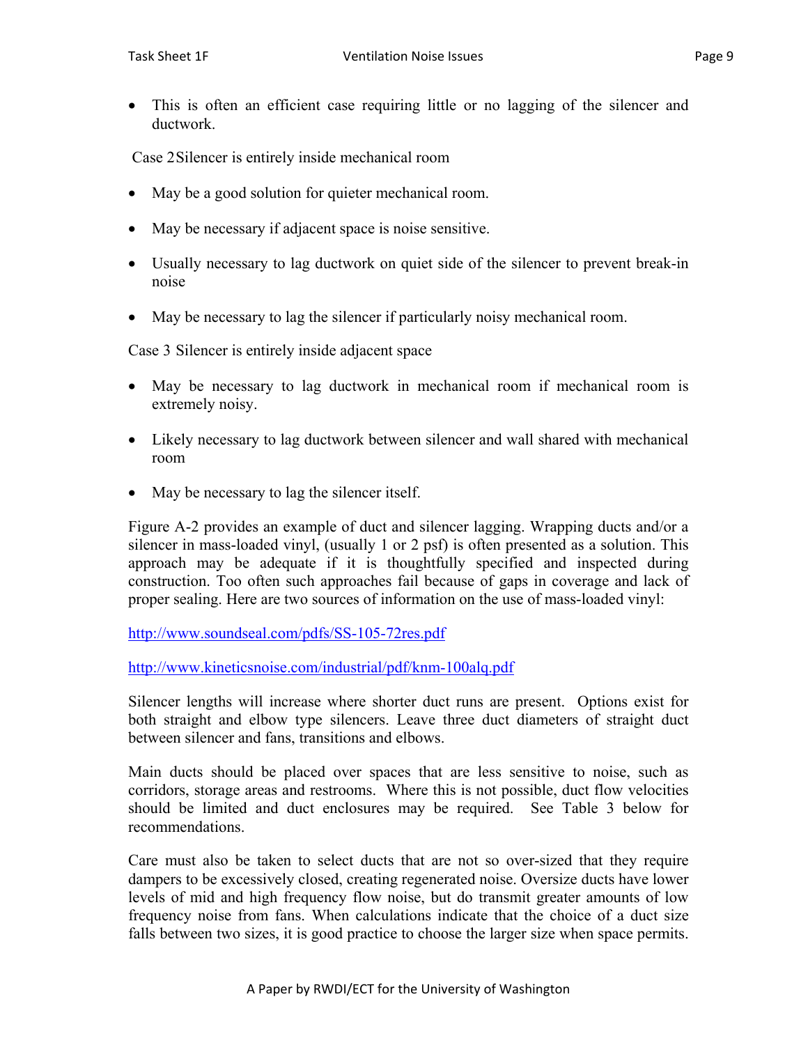- This is often an efficient case requiring little or no lagging of the silencer and ductwork.

Case 2 Silencer is entirely inside mechanical room

- May be a good solution for quieter mechanical room.
- May be necessary if adjacent space is noise sensitive.
- Usually necessary to lag ductwork on quiet side of the silencer to prevent break-in noise
- May be necessary to lag the silencer if particularly noisy mechanical room.

Case 3 Silencer is entirely inside adjacent space

- May be necessary to lag ductwork in mechanical room if mechanical room is extremely noisy.
- Likely necessary to lag ductwork between silencer and wall shared with mechanical room
- May be necessary to lag the silencer itself.

Figure A-2 provides an example of duct and silencer lagging. Wrapping ducts and/or a silencer in mass-loaded vinyl, (usually 1 or 2 psf) is often presented as a solution. This approach may be adequate if it is thoughtfully specified and inspected during construction. Too often such approaches fail because of gaps in coverage and lack of proper sealing. Here are two sources of information on the use of mass-loaded vinyl:

http://www.soundseal.com/pdfs/SS-105-72res.pdf

http://www.kineticsnoise.com/industrial/pdf/knm-100alq.pdf

Silencer lengths will increase where shorter duct runs are present. Options exist for both straight and elbow type silencers. Leave three duct diameters of straight duct between silencer and fans, transitions and elbows.

Main ducts should be placed over spaces that are less sensitive to noise, such as corridors, storage areas and restrooms. Where this is not possible, duct flow velocities should be limited and duct enclosures may be required. See Table 3 below for recommendations.

Care must also be taken to select ducts that are not so over-sized that they require dampers to be excessively closed, creating regenerated noise. Oversize ducts have lower levels of mid and high frequency flow noise, but do transmit greater amounts of low frequency noise from fans. When calculations indicate that the choice of a duct size falls between two sizes, it is good practice to choose the larger size when space permits.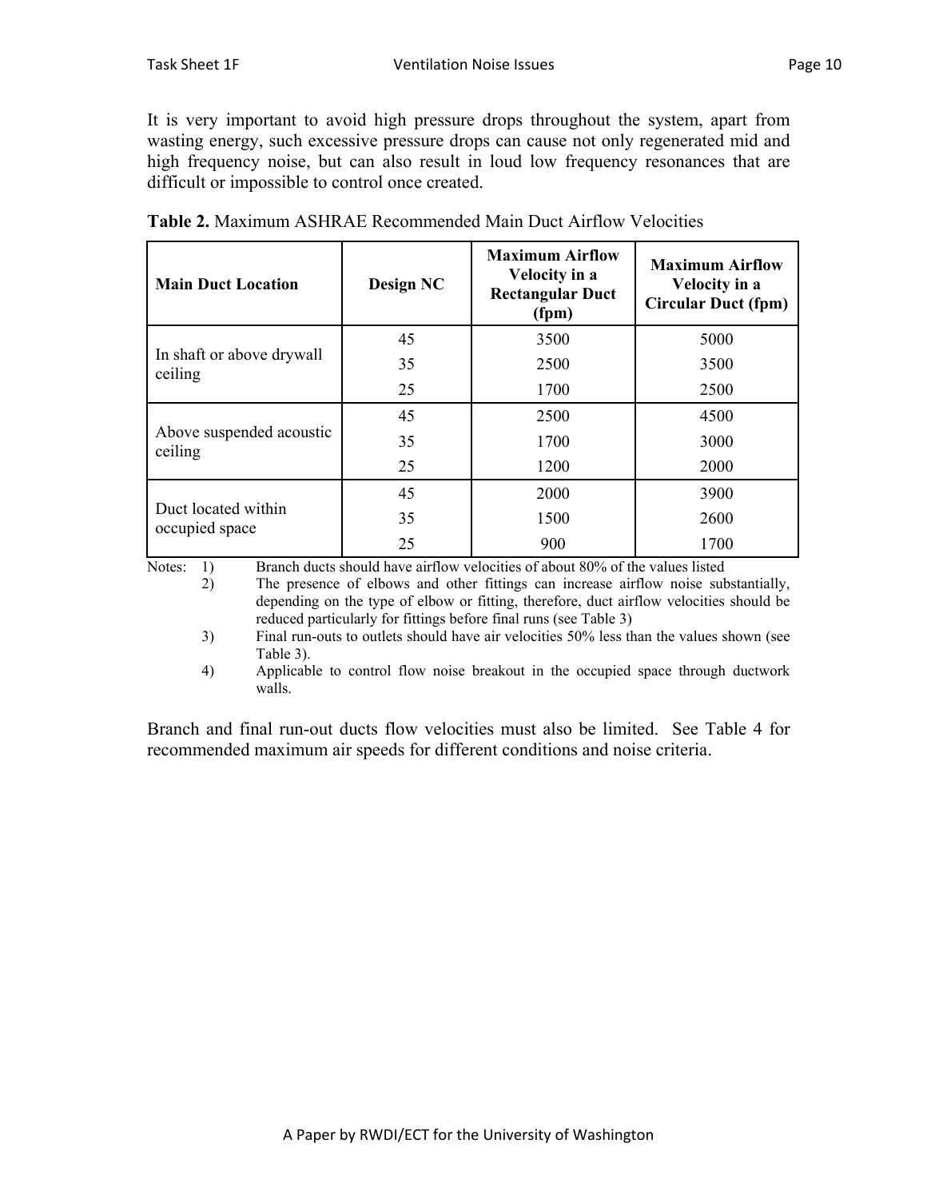It is very important to avoid high pressure drops throughout the system, apart from wasting energy, such excessive pressure drops can cause not only regenerated mid and high frequency noise, but can also result in loud low frequency resonances that are difficult or impossible to control once created.

**Table 2.** Maximum ASHRAE Recommended Main Duct Airflow Velocities

| Main Duct Location | Design NC | Maximum Airflow Velocity in a Rectangular Duct (fpm) | Maximum Airflow Velocity in a Circular Duct (fpm) |
|---|---|---|---|
| In shaft or above drywall ceiling | 45 | 3500 | 5000 |
| | 35 | 2500 | 3500 |
| | 25 | 1700 | 2500 |
| Above suspended acoustic ceiling | 45 | 2500 | 4500 |
| | 35 | 1700 | 3000 |
| | 25 | 1200 | 2000 |
| Duct located within occupied space | 45 | 2000 | 3900 |
| | 35 | 1500 | 2600 |
| | 25 | 900 | 1700 |

Notes:
1) Branch ducts should have airflow velocities of about 80% of the values listed
2) The presence of elbows and other fittings can increase airflow noise substantially, depending on the type of elbow or fitting, therefore, duct airflow velocities should be reduced particularly for fittings before final runs (see Table 3)
3) Final run-outs to outlets should have air velocities 50% less than the values shown (see Table 3).
4) Applicable to control flow noise breakout in the occupied space through ductwork walls.

Branch and final run-out ducts flow velocities must also be limited. See Table 4 for recommended maximum air speeds for different conditions and noise criteria.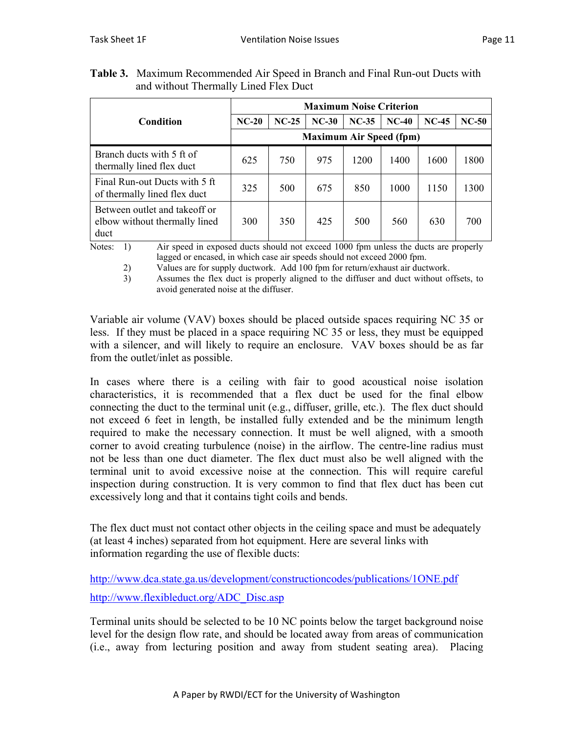**Table 3.** Maximum Recommended Air Speed in Branch and Final Run-out Ducts with and without Thermally Lined Flex Duct

| Condition | Maximum Noise Criterion | | | | | | |
|---|---|---|---|---|---|---|---|
| | NC-20 | NC-25 | NC-30 | NC-35 | NC-40 | NC-45 | NC-50 |
| | Maximum Air Speed (fpm) | | | | | | |
| Branch ducts with 5 ft of thermally lined flex duct | 625 | 750 | 975 | 1200 | 1400 | 1600 | 1800 |
| Final Run-out Ducts with 5 ft of thermally lined flex duct | 325 | 500 | 675 | 850 | 1000 | 1150 | 1300 |
| Between outlet and takeoff or elbow without thermally lined duct | 300 | 350 | 425 | 500 | 560 | 630 | 700 |

Notes:
1) Air speed in exposed ducts should not exceed 1000 fpm unless the ducts are properly lagged or encased, in which case air speeds should not exceed 2000 fpm.
2) Values are for supply ductwork. Add 100 fpm for return/exhaust air ductwork.
3) Assumes the flex duct is properly aligned to the diffuser and duct without offsets, to avoid generated noise at the diffuser.

Variable air volume (VAV) boxes should be placed outside spaces requiring NC 35 or less. If they must be placed in a space requiring NC 35 or less, they must be equipped with a silencer, and will likely to require an enclosure. VAV boxes should be as far from the outlet/inlet as possible.

In cases where there is a ceiling with fair to good acoustical noise isolation characteristics, it is recommended that a flex duct be used for the final elbow connecting the duct to the terminal unit (e.g., diffuser, grille, etc.). The flex duct should not exceed 6 feet in length, be installed fully extended and be the minimum length required to make the necessary connection. It must be well aligned, with a smooth corner to avoid creating turbulence (noise) in the airflow. The centre-line radius must not be less than one duct diameter. The flex duct must also be well aligned with the terminal unit to avoid excessive noise at the connection. This will require careful inspection during construction. It is very common to find that flex duct has been cut excessively long and that it contains tight coils and bends.

The flex duct must not contact other objects in the ceiling space and must be adequately (at least 4 inches) separated from hot equipment. Here are several links with information regarding the use of flexible ducts:

http://www.dca.state.ga.us/development/constructioncodes/publications/1ONE.pdf

http://www.flexibleduct.org/ADC_Disc.asp

Terminal units should be selected to be 10 NC points below the target background noise level for the design flow rate, and should be located away from areas of communication (i.e., away from lecturing position and away from student seating area). Placing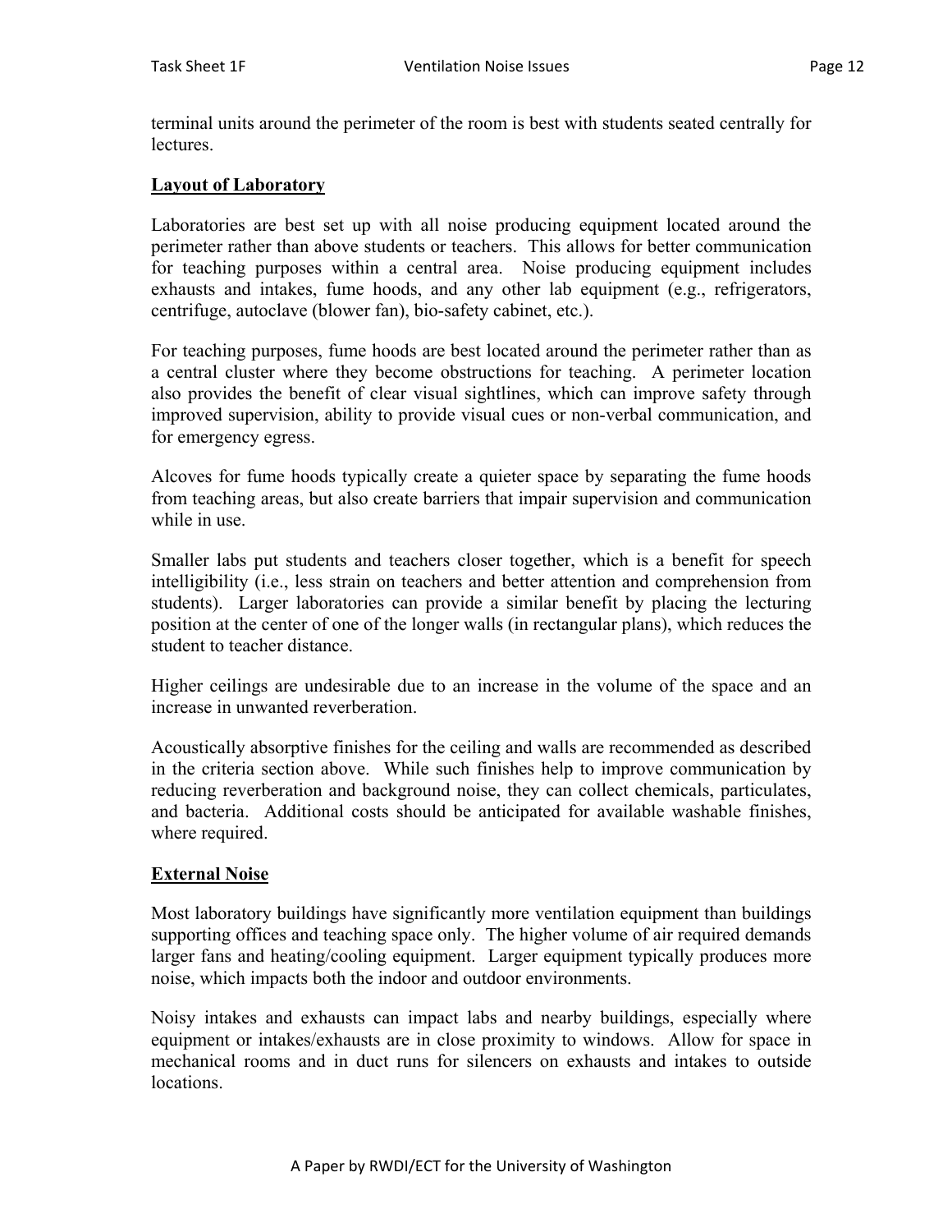terminal units around the perimeter of the room is best with students seated centrally for lectures.

## Layout of Laboratory

Laboratories are best set up with all noise producing equipment located around the perimeter rather than above students or teachers. This allows for better communication for teaching purposes within a central area. Noise producing equipment includes exhausts and intakes, fume hoods, and any other lab equipment (e.g., refrigerators, centrifuge, autoclave (blower fan), bio-safety cabinet, etc.).

For teaching purposes, fume hoods are best located around the perimeter rather than as a central cluster where they become obstructions for teaching. A perimeter location also provides the benefit of clear visual sightlines, which can improve safety through improved supervision, ability to provide visual cues or non-verbal communication, and for emergency egress.

Alcoves for fume hoods typically create a quieter space by separating the fume hoods from teaching areas, but also create barriers that impair supervision and communication while in use.

Smaller labs put students and teachers closer together, which is a benefit for speech intelligibility (i.e., less strain on teachers and better attention and comprehension from students). Larger laboratories can provide a similar benefit by placing the lecturing position at the center of one of the longer walls (in rectangular plans), which reduces the student to teacher distance.

Higher ceilings are undesirable due to an increase in the volume of the space and an increase in unwanted reverberation.

Acoustically absorptive finishes for the ceiling and walls are recommended as described in the criteria section above. While such finishes help to improve communication by reducing reverberation and background noise, they can collect chemicals, particulates, and bacteria. Additional costs should be anticipated for available washable finishes, where required.

## External Noise

Most laboratory buildings have significantly more ventilation equipment than buildings supporting offices and teaching space only. The higher volume of air required demands larger fans and heating/cooling equipment. Larger equipment typically produces more noise, which impacts both the indoor and outdoor environments.

Noisy intakes and exhausts can impact labs and nearby buildings, especially where equipment or intakes/exhausts are in close proximity to windows. Allow for space in mechanical rooms and in duct runs for silencers on exhausts and intakes to outside locations.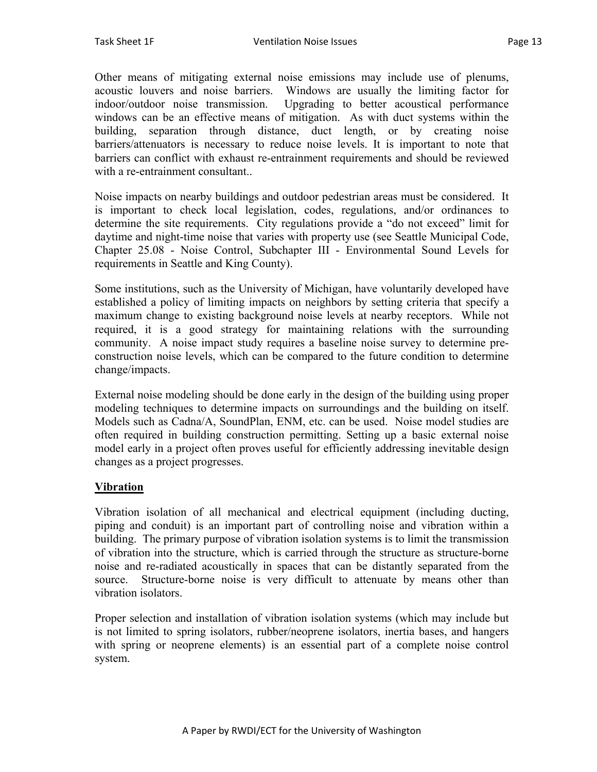Other means of mitigating external noise emissions may include use of plenums, acoustic louvers and noise barriers. Windows are usually the limiting factor for indoor/outdoor noise transmission. Upgrading to better acoustical performance windows can be an effective means of mitigation. As with duct systems within the building, separation through distance, duct length, or by creating noise barriers/attenuators is necessary to reduce noise levels. It is important to note that barriers can conflict with exhaust re-entrainment requirements and should be reviewed with a re-entrainment consultant..

Noise impacts on nearby buildings and outdoor pedestrian areas must be considered. It is important to check local legislation, codes, regulations, and/or ordinances to determine the site requirements. City regulations provide a "do not exceed" limit for daytime and night-time noise that varies with property use (see Seattle Municipal Code, Chapter 25.08 - Noise Control, Subchapter III - Environmental Sound Levels for requirements in Seattle and King County).

Some institutions, such as the University of Michigan, have voluntarily developed have established a policy of limiting impacts on neighbors by setting criteria that specify a maximum change to existing background noise levels at nearby receptors. While not required, it is a good strategy for maintaining relations with the surrounding community. A noise impact study requires a baseline noise survey to determine pre-construction noise levels, which can be compared to the future condition to determine change/impacts.

External noise modeling should be done early in the design of the building using proper modeling techniques to determine impacts on surroundings and the building on itself. Models such as Cadna/A, SoundPlan, ENM, etc. can be used. Noise model studies are often required in building construction permitting. Setting up a basic external noise model early in a project often proves useful for efficiently addressing inevitable design changes as a project progresses.

## Vibration

Vibration isolation of all mechanical and electrical equipment (including ducting, piping and conduit) is an important part of controlling noise and vibration within a building. The primary purpose of vibration isolation systems is to limit the transmission of vibration into the structure, which is carried through the structure as structure-borne noise and re-radiated acoustically in spaces that can be distantly separated from the source. Structure-borne noise is very difficult to attenuate by means other than vibration isolators.

Proper selection and installation of vibration isolation systems (which may include but is not limited to spring isolators, rubber/neoprene isolators, inertia bases, and hangers with spring or neoprene elements) is an essential part of a complete noise control system.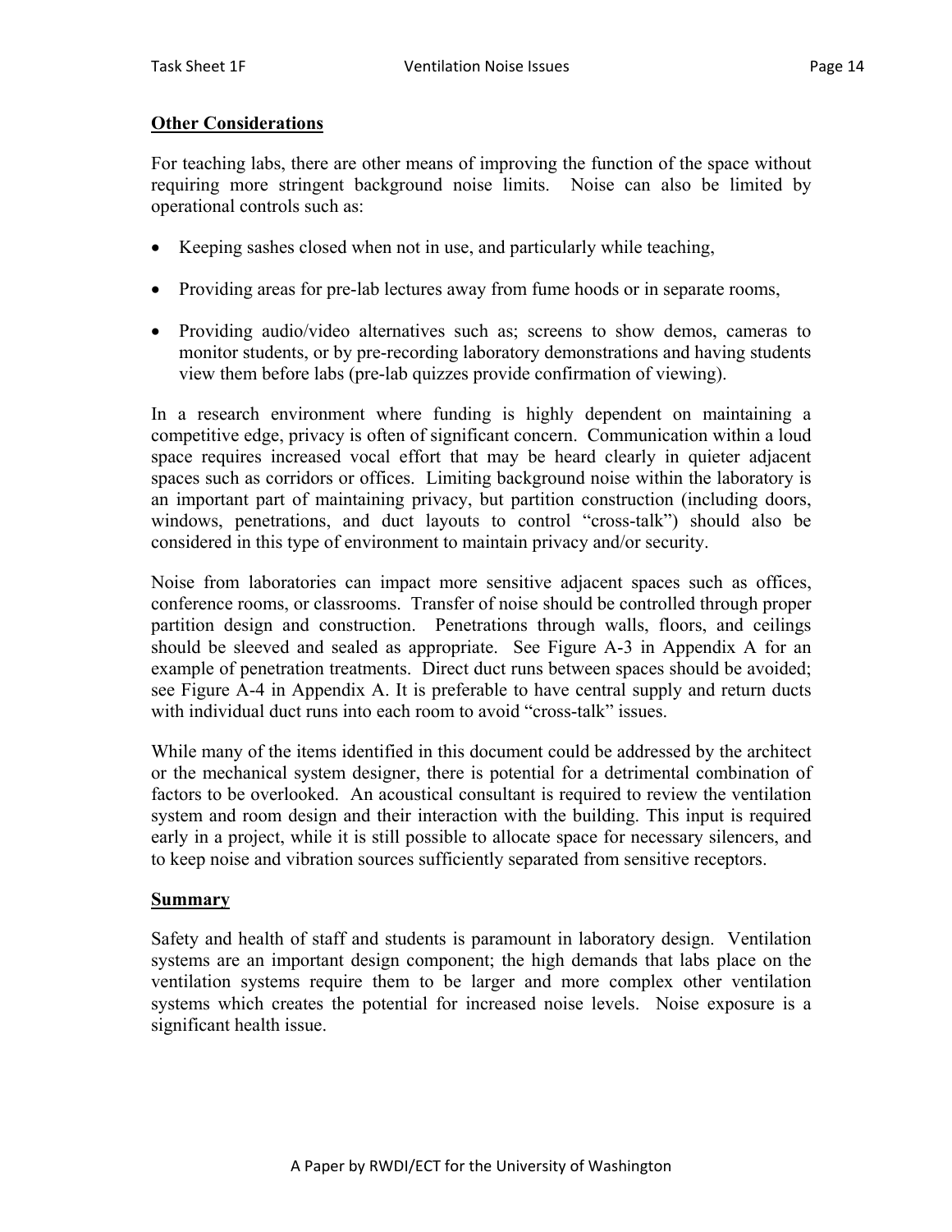## Other Considerations

For teaching labs, there are other means of improving the function of the space without requiring more stringent background noise limits. Noise can also be limited by operational controls such as:

- Keeping sashes closed when not in use, and particularly while teaching,
- Providing areas for pre-lab lectures away from fume hoods or in separate rooms,
- Providing audio/video alternatives such as; screens to show demos, cameras to monitor students, or by pre-recording laboratory demonstrations and having students view them before labs (pre-lab quizzes provide confirmation of viewing).

In a research environment where funding is highly dependent on maintaining a competitive edge, privacy is often of significant concern. Communication within a loud space requires increased vocal effort that may be heard clearly in quieter adjacent spaces such as corridors or offices. Limiting background noise within the laboratory is an important part of maintaining privacy, but partition construction (including doors, windows, penetrations, and duct layouts to control "cross-talk") should also be considered in this type of environment to maintain privacy and/or security.

Noise from laboratories can impact more sensitive adjacent spaces such as offices, conference rooms, or classrooms. Transfer of noise should be controlled through proper partition design and construction. Penetrations through walls, floors, and ceilings should be sleeved and sealed as appropriate. See Figure A-3 in Appendix A for an example of penetration treatments. Direct duct runs between spaces should be avoided; see Figure A-4 in Appendix A. It is preferable to have central supply and return ducts with individual duct runs into each room to avoid "cross-talk" issues.

While many of the items identified in this document could be addressed by the architect or the mechanical system designer, there is potential for a detrimental combination of factors to be overlooked. An acoustical consultant is required to review the ventilation system and room design and their interaction with the building. This input is required early in a project, while it is still possible to allocate space for necessary silencers, and to keep noise and vibration sources sufficiently separated from sensitive receptors.

## Summary

Safety and health of staff and students is paramount in laboratory design. Ventilation systems are an important design component; the high demands that labs place on the ventilation systems require them to be larger and more complex other ventilation systems which creates the potential for increased noise levels. Noise exposure is a significant health issue.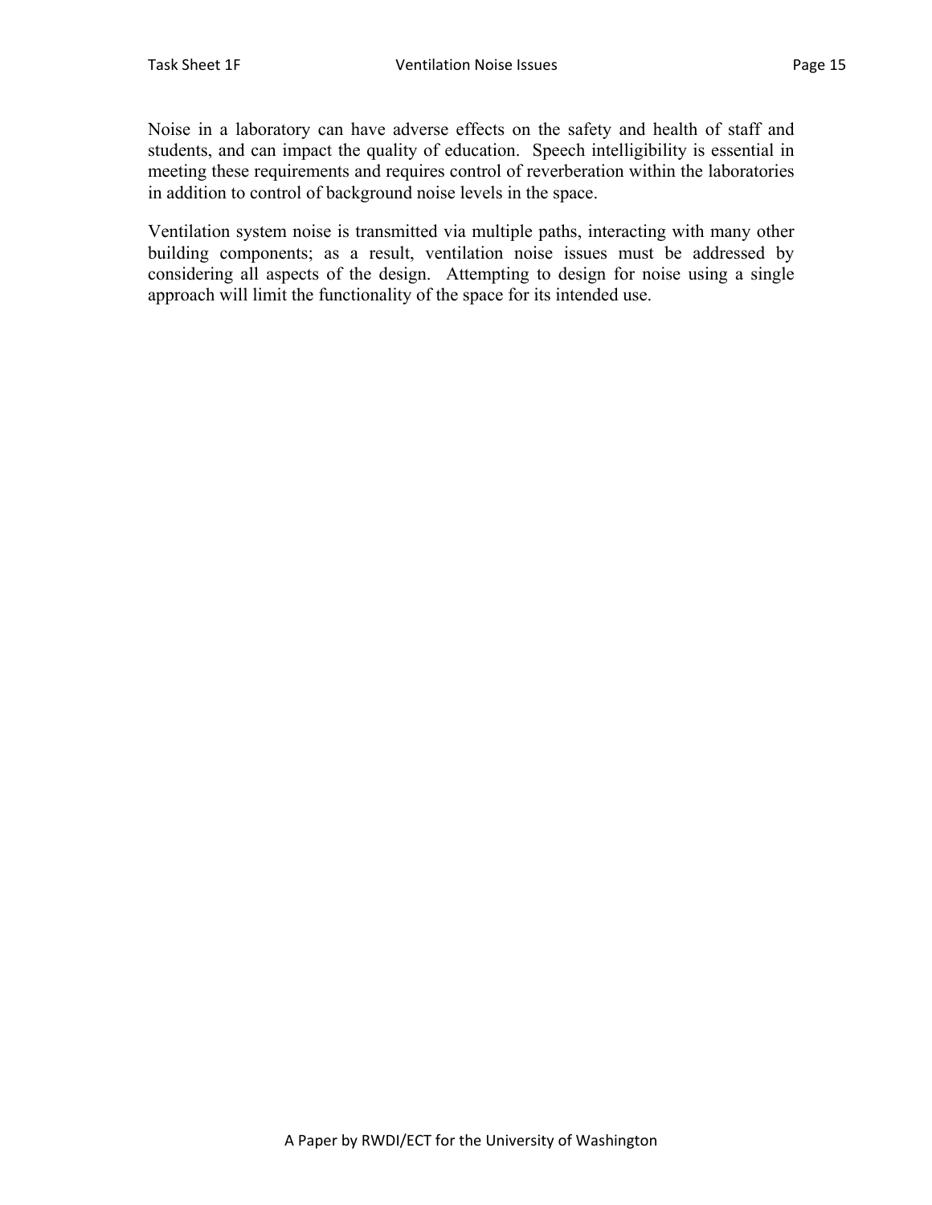Noise in a laboratory can have adverse effects on the safety and health of staff and students, and can impact the quality of education. Speech intelligibility is essential in meeting these requirements and requires control of reverberation within the laboratories in addition to control of background noise levels in the space.

Ventilation system noise is transmitted via multiple paths, interacting with many other building components; as a result, ventilation noise issues must be addressed by considering all aspects of the design. Attempting to design for noise using a single approach will limit the functionality of the space for its intended use.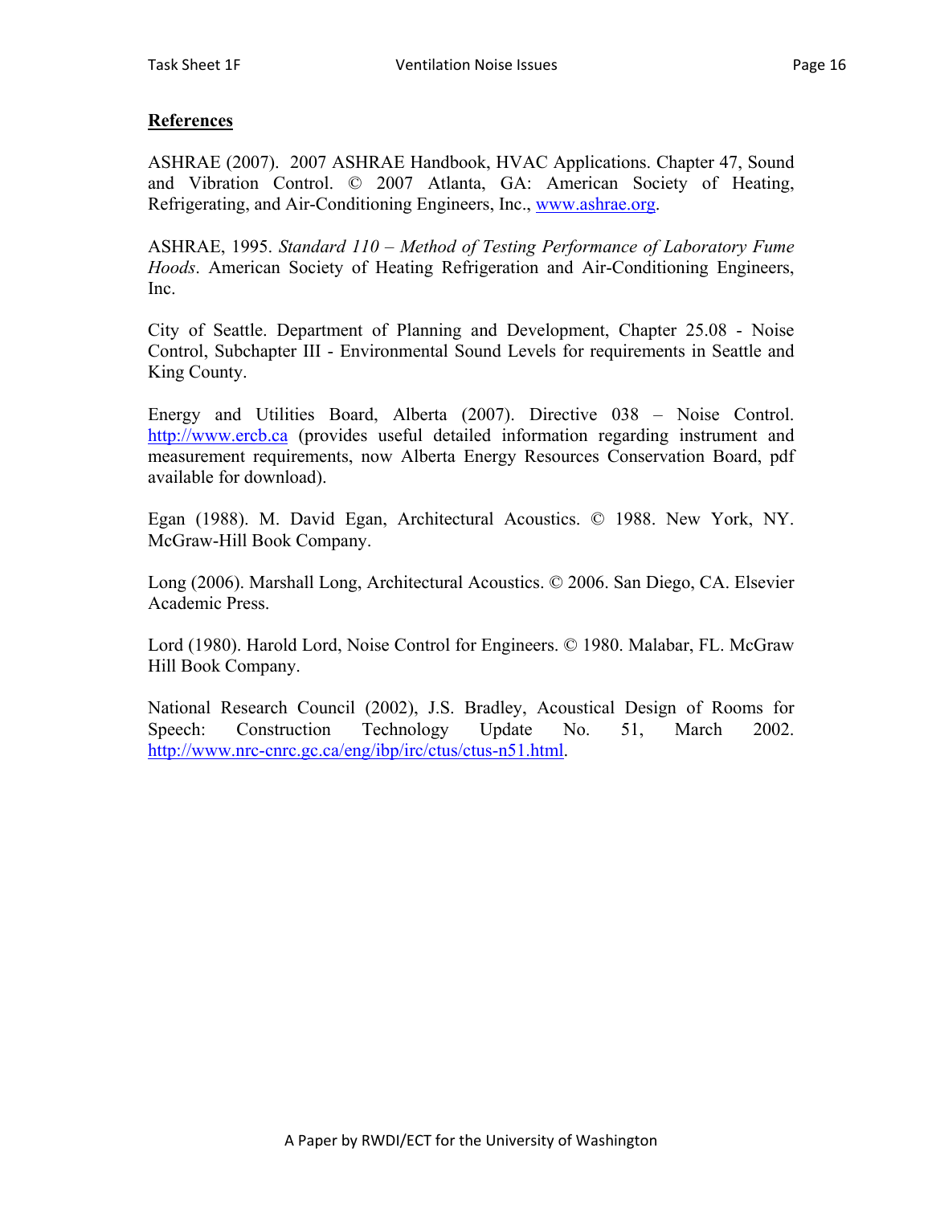## References

ASHRAE (2007). 2007 ASHRAE Handbook, HVAC Applications. Chapter 47, Sound and Vibration Control. © 2007 Atlanta, GA: American Society of Heating, Refrigerating, and Air-Conditioning Engineers, Inc., www.ashrae.org.

ASHRAE, 1995. *Standard 110 – Method of Testing Performance of Laboratory Fume Hoods*. American Society of Heating Refrigeration and Air-Conditioning Engineers, Inc.

City of Seattle. Department of Planning and Development, Chapter 25.08 - Noise Control, Subchapter III - Environmental Sound Levels for requirements in Seattle and King County.

Energy and Utilities Board, Alberta (2007). Directive 038 – Noise Control. http://www.ercb.ca (provides useful detailed information regarding instrument and measurement requirements, now Alberta Energy Resources Conservation Board, pdf available for download).

Egan (1988). M. David Egan, Architectural Acoustics. © 1988. New York, NY. McGraw-Hill Book Company.

Long (2006). Marshall Long, Architectural Acoustics. © 2006. San Diego, CA. Elsevier Academic Press.

Lord (1980). Harold Lord, Noise Control for Engineers. © 1980. Malabar, FL. McGraw Hill Book Company.

National Research Council (2002), J.S. Bradley, Acoustical Design of Rooms for Speech: Construction Technology Update No. 51, March 2002. http://www.nrc-cnrc.gc.ca/eng/ibp/irc/ctus/ctus-n51.html.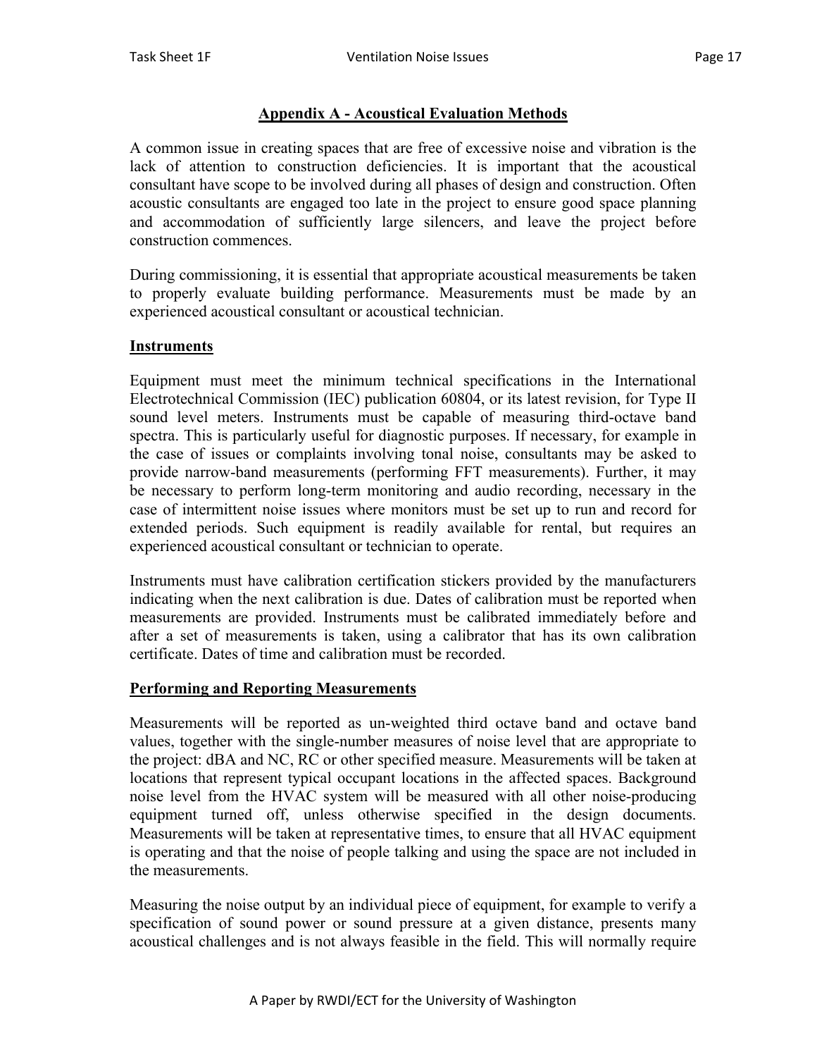## Appendix A - Acoustical Evaluation Methods

A common issue in creating spaces that are free of excessive noise and vibration is the lack of attention to construction deficiencies. It is important that the acoustical consultant have scope to be involved during all phases of design and construction. Often acoustic consultants are engaged too late in the project to ensure good space planning and accommodation of sufficiently large silencers, and leave the project before construction commences.

During commissioning, it is essential that appropriate acoustical measurements be taken to properly evaluate building performance. Measurements must be made by an experienced acoustical consultant or acoustical technician.

### Instruments

Equipment must meet the minimum technical specifications in the International Electrotechnical Commission (IEC) publication 60804, or its latest revision, for Type II sound level meters. Instruments must be capable of measuring third-octave band spectra. This is particularly useful for diagnostic purposes. If necessary, for example in the case of issues or complaints involving tonal noise, consultants may be asked to provide narrow-band measurements (performing FFT measurements). Further, it may be necessary to perform long-term monitoring and audio recording, necessary in the case of intermittent noise issues where monitors must be set up to run and record for extended periods. Such equipment is readily available for rental, but requires an experienced acoustical consultant or technician to operate.

Instruments must have calibration certification stickers provided by the manufacturers indicating when the next calibration is due. Dates of calibration must be reported when measurements are provided. Instruments must be calibrated immediately before and after a set of measurements is taken, using a calibrator that has its own calibration certificate. Dates of time and calibration must be recorded.

### Performing and Reporting Measurements

Measurements will be reported as un-weighted third octave band and octave band values, together with the single-number measures of noise level that are appropriate to the project: dBA and NC, RC or other specified measure. Measurements will be taken at locations that represent typical occupant locations in the affected spaces. Background noise level from the HVAC system will be measured with all other noise-producing equipment turned off, unless otherwise specified in the design documents. Measurements will be taken at representative times, to ensure that all HVAC equipment is operating and that the noise of people talking and using the space are not included in the measurements.

Measuring the noise output by an individual piece of equipment, for example to verify a specification of sound power or sound pressure at a given distance, presents many acoustical challenges and is not always feasible in the field. This will normally require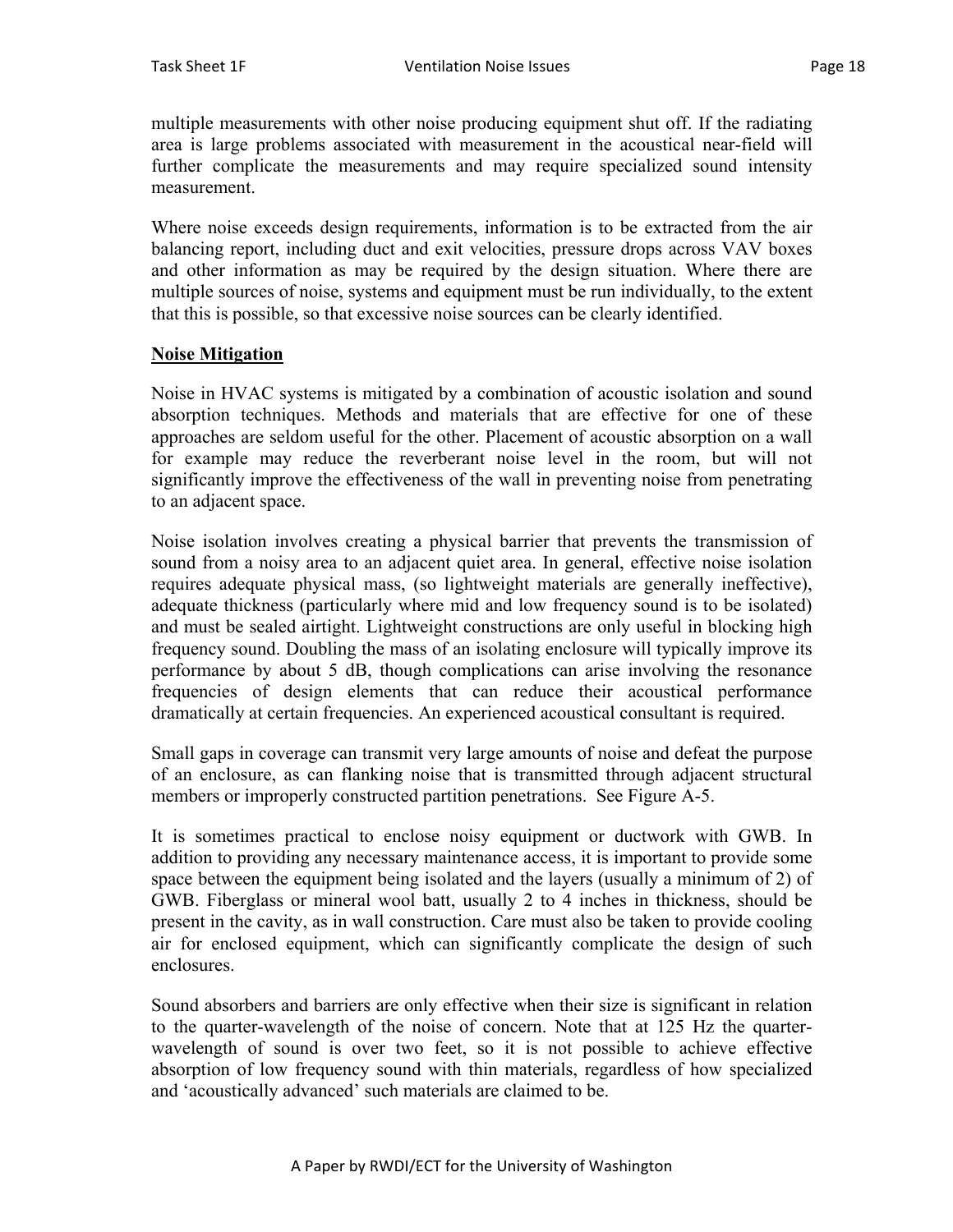multiple measurements with other noise producing equipment shut off. If the radiating area is large problems associated with measurement in the acoustical near-field will further complicate the measurements and may require specialized sound intensity measurement.

Where noise exceeds design requirements, information is to be extracted from the air balancing report, including duct and exit velocities, pressure drops across VAV boxes and other information as may be required by the design situation. Where there are multiple sources of noise, systems and equipment must be run individually, to the extent that this is possible, so that excessive noise sources can be clearly identified.

## Noise Mitigation

Noise in HVAC systems is mitigated by a combination of acoustic isolation and sound absorption techniques. Methods and materials that are effective for one of these approaches are seldom useful for the other. Placement of acoustic absorption on a wall for example may reduce the reverberant noise level in the room, but will not significantly improve the effectiveness of the wall in preventing noise from penetrating to an adjacent space.

Noise isolation involves creating a physical barrier that prevents the transmission of sound from a noisy area to an adjacent quiet area. In general, effective noise isolation requires adequate physical mass, (so lightweight materials are generally ineffective), adequate thickness (particularly where mid and low frequency sound is to be isolated) and must be sealed airtight. Lightweight constructions are only useful in blocking high frequency sound. Doubling the mass of an isolating enclosure will typically improve its performance by about 5 dB, though complications can arise involving the resonance frequencies of design elements that can reduce their acoustical performance dramatically at certain frequencies. An experienced acoustical consultant is required.

Small gaps in coverage can transmit very large amounts of noise and defeat the purpose of an enclosure, as can flanking noise that is transmitted through adjacent structural members or improperly constructed partition penetrations. See Figure A-5.

It is sometimes practical to enclose noisy equipment or ductwork with GWB. In addition to providing any necessary maintenance access, it is important to provide some space between the equipment being isolated and the layers (usually a minimum of 2) of GWB. Fiberglass or mineral wool batt, usually 2 to 4 inches in thickness, should be present in the cavity, as in wall construction. Care must also be taken to provide cooling air for enclosed equipment, which can significantly complicate the design of such enclosures.

Sound absorbers and barriers are only effective when their size is significant in relation to the quarter-wavelength of the noise of concern. Note that at 125 Hz the quarter-wavelength of sound is over two feet, so it is not possible to achieve effective absorption of low frequency sound with thin materials, regardless of how specialized and 'acoustically advanced' such materials are claimed to be.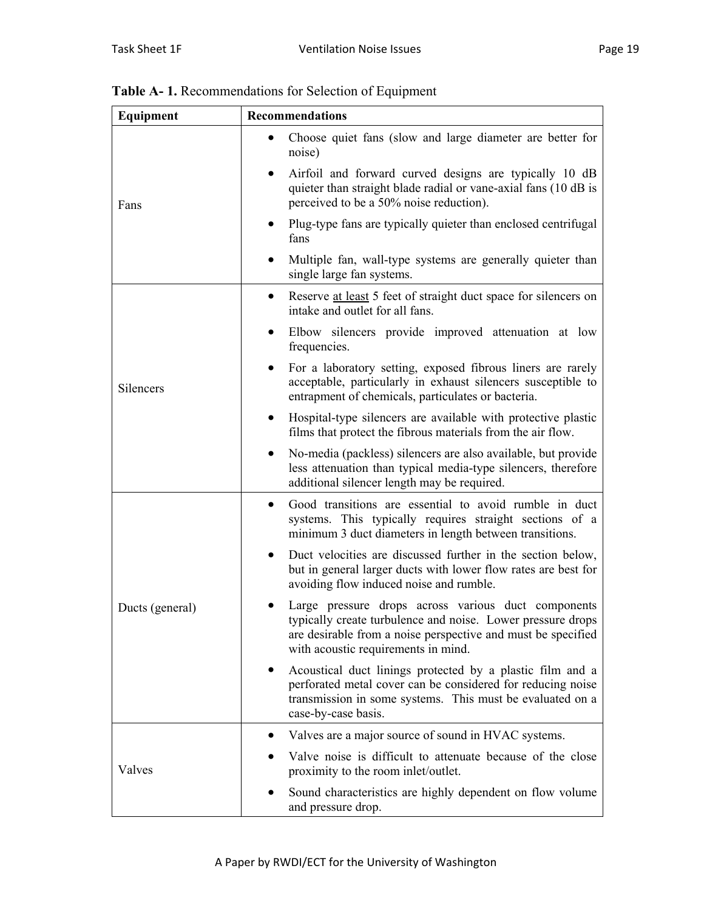**Table A- 1.** Recommendations for Selection of Equipment

| Equipment | Recommendations |
| --- | --- |
| Fans | • Choose quiet fans (slow and large diameter are better for noise)<br>• Airfoil and forward curved designs are typically 10 dB quieter than straight blade radial or vane-axial fans (10 dB is perceived to be a 50% noise reduction).<br>• Plug-type fans are typically quieter than enclosed centrifugal fans<br>• Multiple fan, wall-type systems are generally quieter than single large fan systems. |
| Silencers | • Reserve <u>at least</u> 5 feet of straight duct space for silencers on intake and outlet for all fans.<br>• Elbow silencers provide improved attenuation at low frequencies.<br>• For a laboratory setting, exposed fibrous liners are rarely acceptable, particularly in exhaust silencers susceptible to entrapment of chemicals, particulates or bacteria.<br>• Hospital-type silencers are available with protective plastic films that protect the fibrous materials from the air flow.<br>• No-media (packless) silencers are also available, but provide less attenuation than typical media-type silencers, therefore additional silencer length may be required. |
| Ducts (general) | • Good transitions are essential to avoid rumble in duct systems. This typically requires straight sections of a minimum 3 duct diameters in length between transitions.<br>• Duct velocities are discussed further in the section below, but in general larger ducts with lower flow rates are best for avoiding flow induced noise and rumble.<br>• Large pressure drops across various duct components typically create turbulence and noise. Lower pressure drops are desirable from a noise perspective and must be specified with acoustic requirements in mind.<br>• Acoustical duct linings protected by a plastic film and a perforated metal cover can be considered for reducing noise transmission in some systems. This must be evaluated on a case-by-case basis. |
| Valves | • Valves are a major source of sound in HVAC systems.<br>• Valve noise is difficult to attenuate because of the close proximity to the room inlet/outlet.<br>• Sound characteristics are highly dependent on flow volume and pressure drop. |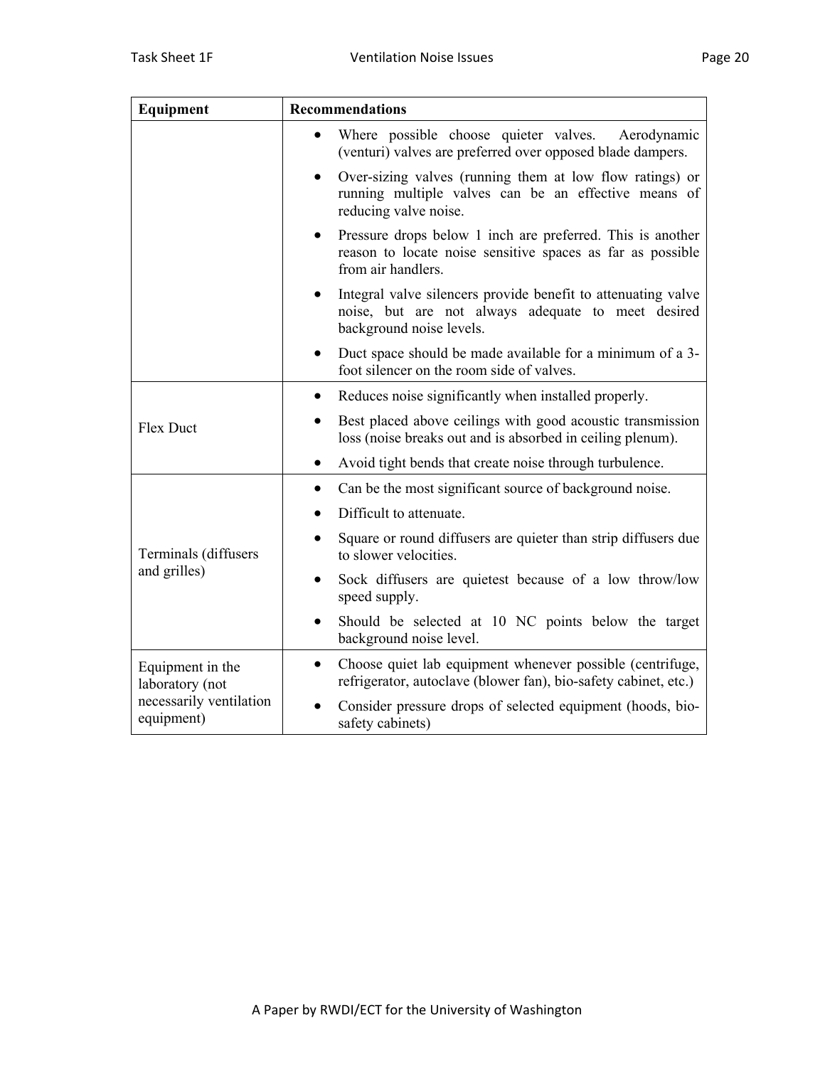| Equipment | Recommendations |
|---|---|
| | • Where possible choose quieter valves. Aerodynamic (venturi) valves are preferred over opposed blade dampers.<br>• Over-sizing valves (running them at low flow ratings) or running multiple valves can be an effective means of reducing valve noise.<br>• Pressure drops below 1 inch are preferred. This is another reason to locate noise sensitive spaces as far as possible from air handlers.<br>• Integral valve silencers provide benefit to attenuating valve noise, but are not always adequate to meet desired background noise levels.<br>• Duct space should be made available for a minimum of a 3-foot silencer on the room side of valves. |
| Flex Duct | • Reduces noise significantly when installed properly.<br>• Best placed above ceilings with good acoustic transmission loss (noise breaks out and is absorbed in ceiling plenum).<br>• Avoid tight bends that create noise through turbulence. |
| Terminals (diffusers and grilles) | • Can be the most significant source of background noise.<br>• Difficult to attenuate.<br>• Square or round diffusers are quieter than strip diffusers due to slower velocities.<br>• Sock diffusers are quietest because of a low throw/low speed supply.<br>• Should be selected at 10 NC points below the target background noise level. |
| Equipment in the laboratory (not necessarily ventilation equipment) | • Choose quiet lab equipment whenever possible (centrifuge, refrigerator, autoclave (blower fan), bio-safety cabinet, etc.)<br>• Consider pressure drops of selected equipment (hoods, bio-safety cabinets) |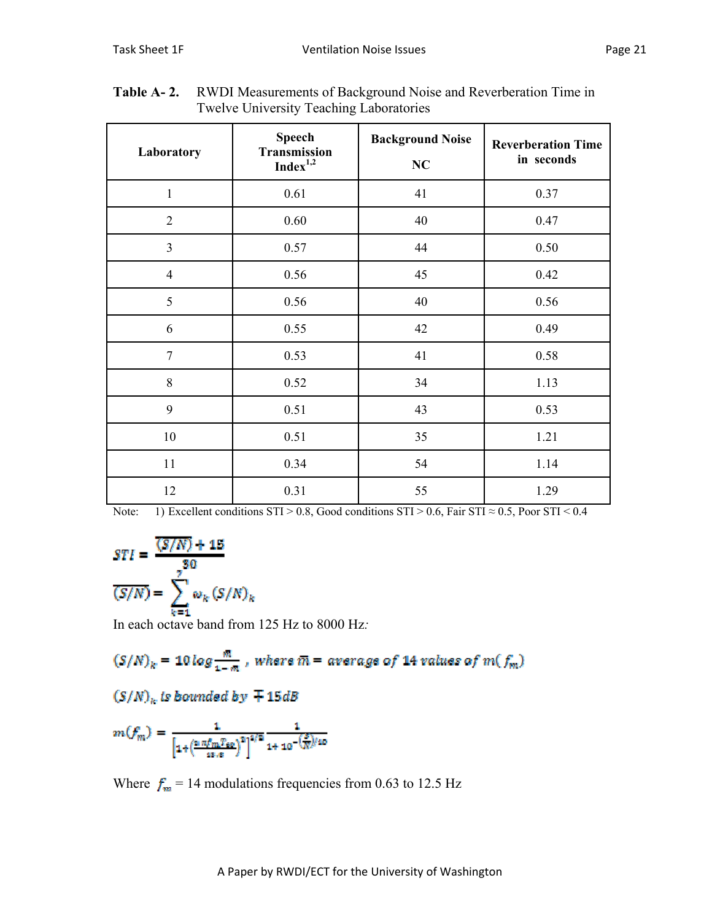**Table A- 2.** RWDI Measurements of Background Noise and Reverberation Time in Twelve University Teaching Laboratories

| Laboratory | Speech Transmission Index[1,2] | Background Noise NC | Reverberation Time in seconds |
|---|---|---|---|
| 1 | 0.61 | 41 | 0.37 |
| 2 | 0.60 | 40 | 0.47 |
| 3 | 0.57 | 44 | 0.50 |
| 4 | 0.56 | 45 | 0.42 |
| 5 | 0.56 | 40 | 0.56 |
| 6 | 0.55 | 42 | 0.49 |
| 7 | 0.53 | 41 | 0.58 |
| 8 | 0.52 | 34 | 1.13 |
| 9 | 0.51 | 43 | 0.53 |
| 10 | 0.51 | 35 | 1.21 |
| 11 | 0.34 | 54 | 1.14 |
| 12 | 0.31 | 55 | 1.29 |

Note: 1) Excellent conditions STI > 0.8, Good conditions STI > 0.6, Fair STI ≈ 0.5, Poor STI < 0.4

$$STI = \frac{\overline{(S/N)} + 15}{30}$$

$$\overline{(S/N)} = \sum_{k=1}^{7} w_k (S/N)_k$$

In each octave band from 125 Hz to 8000 Hz:

$$(S/N)_k = 10 \log \frac{\bar{m}}{1-\bar{m}} \text{ , where } \bar{m} = \text{average of 14 values of } m(f_m)$$

$(S/N)_k$ is bounded by $\mp 15 dB$

$$m(f_m) = \frac{1}{\left[1+\left(\frac{2\pi f_m T_{60}}{13.8}\right)^2\right]^{1/2}} \frac{1}{1+10^{-\left(\frac{S}{N}\right)/10}}$$

Where $f_m$ = 14 modulations frequencies from 0.63 to 12.5 Hz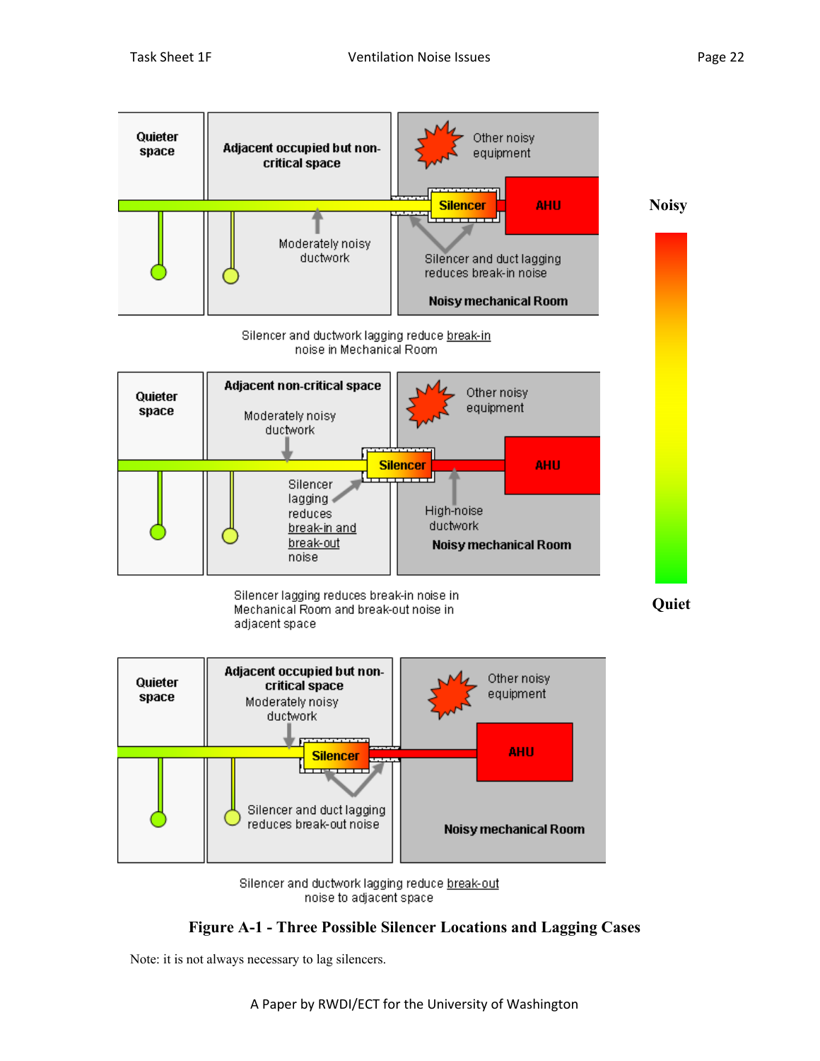Quieter space

Adjacent occupied but non-critical space

Other noisy equipment

Silencer

AHU

Moderately noisy ductwork

Silencer and duct lagging reduces break-in noise

Noisy mechanical Room

Silencer and ductwork lagging reduce break-in noise in Mechanical Room

Quieter space

Adjacent non-critical space

Moderately noisy ductwork

Other noisy equipment

Silencer

AHU

Silencer lagging reduces break-in and break-out noise

High-noise ductwork

Noisy mechanical Room

Silencer lagging reduces break-in noise in Mechanical Room and break-out noise in adjacent space

Quieter space

Adjacent occupied but non-critical space

Moderately noisy ductwork

Other noisy equipment

Silencer

AHU

Silencer and duct lagging reduces break-out noise

Noisy mechanical Room

Silencer and ductwork lagging reduce break-out noise to adjacent space

Noisy

Quiet

**Figure A-1 - Three Possible Silencer Locations and Lagging Cases**

Note: it is not always necessary to lag silencers.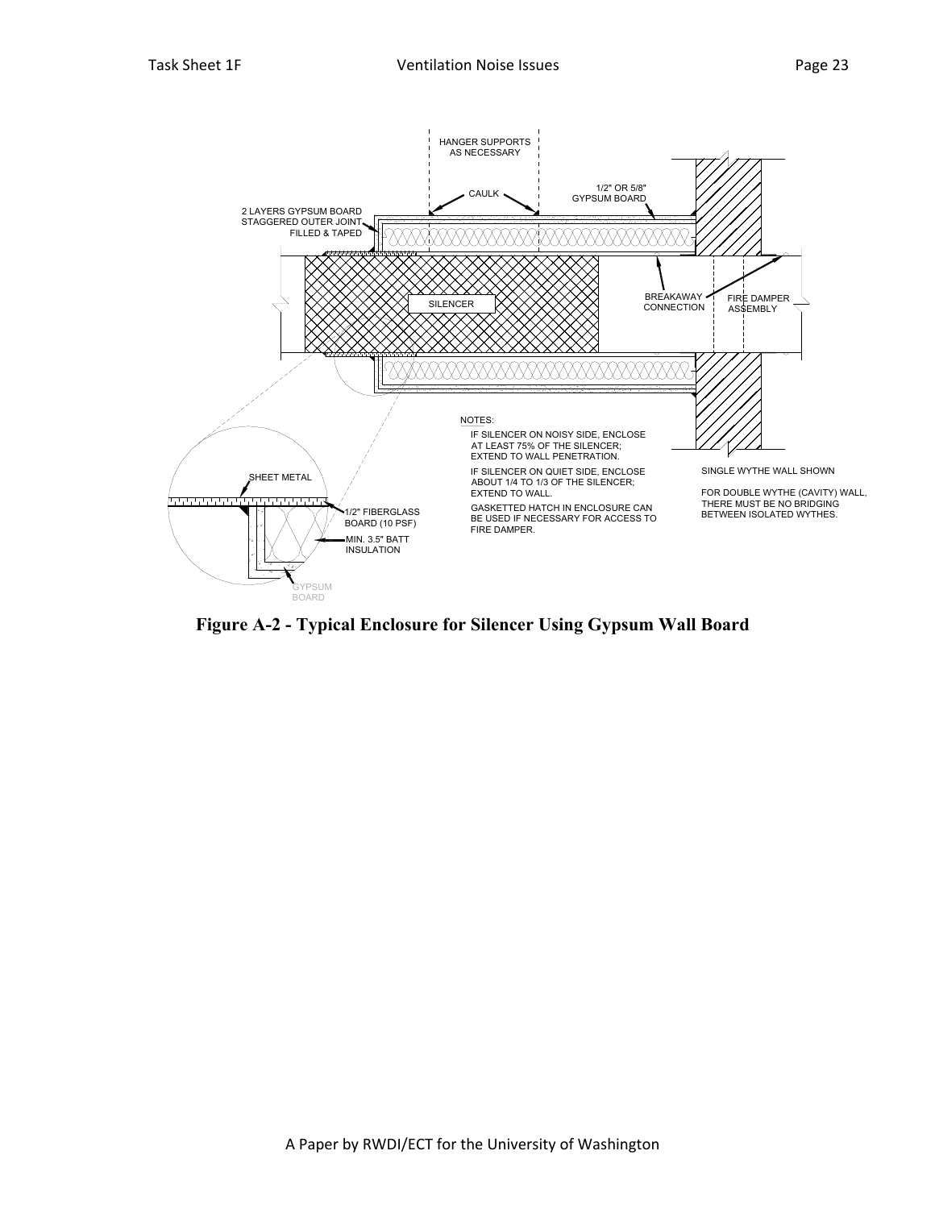NOTES:

IF SILENCER ON NOISY SIDE, ENCLOSE AT LEAST 75% OF THE SILENCER; EXTEND TO WALL PENETRATION.

IF SILENCER ON QUIET SIDE, ENCLOSE ABOUT 1/4 TO 1/3 OF THE SILENCER; EXTEND TO WALL.

GASKETTED HATCH IN ENCLOSURE CAN BE USED IF NECESSARY FOR ACCESS TO FIRE DAMPER.

SINGLE WYTHE WALL SHOWN

FOR DOUBLE WYTHE (CAVITY) WALL, THERE MUST BE NO BRIDGING BETWEEN ISOLATED WYTHES.

**Figure A-2 - Typical Enclosure for Silencer Using Gypsum Wall Board**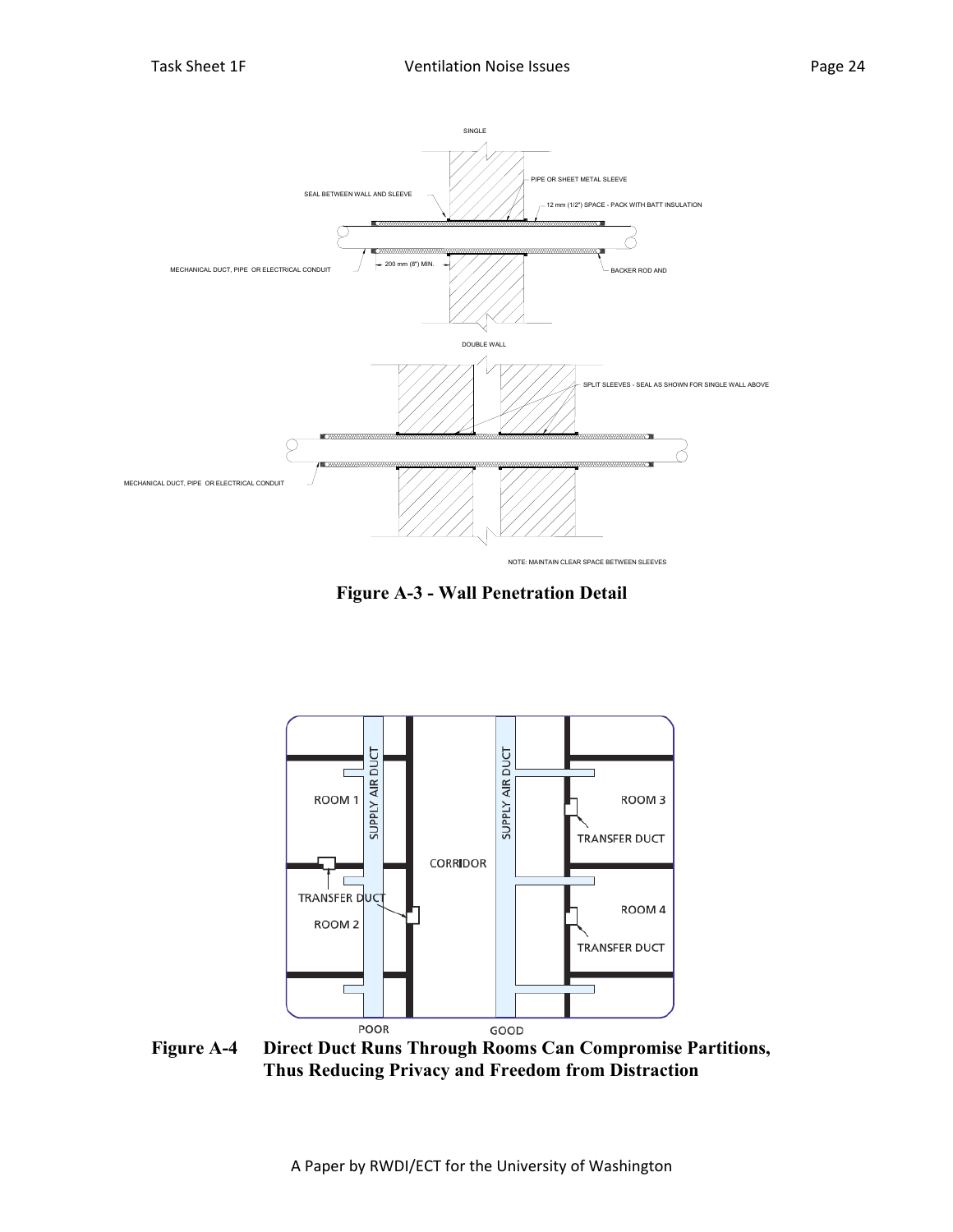SINGLE

PIPE OR SHEET METAL SLEEVE

SEAL BETWEEN WALL AND SLEEVE

12 mm (1/2") SPACE - PACK WITH BATT INSULATION

MECHANICAL DUCT, PIPE OR ELECTRICAL CONDUIT

200 mm (8") MIN.

BACKER ROD AND

DOUBLE WALL

SPLIT SLEEVES - SEAL AS SHOWN FOR SINGLE WALL ABOVE

MECHANICAL DUCT, PIPE OR ELECTRICAL CONDUIT

NOTE: MAINTAIN CLEAR SPACE BETWEEN SLEEVES

**Figure A-3 - Wall Penetration Detail**

SUPPLY AIR DUCT

SUPPLY AIR DUCT

ROOM 1

ROOM 3

TRANSFER DUCT

CORRIDOR

TRANSFER DUCT

ROOM 4

ROOM 2

TRANSFER DUCT

POOR

GOOD

**Figure A-4 Direct Duct Runs Through Rooms Can Compromise Partitions, Thus Reducing Privacy and Freedom from Distraction**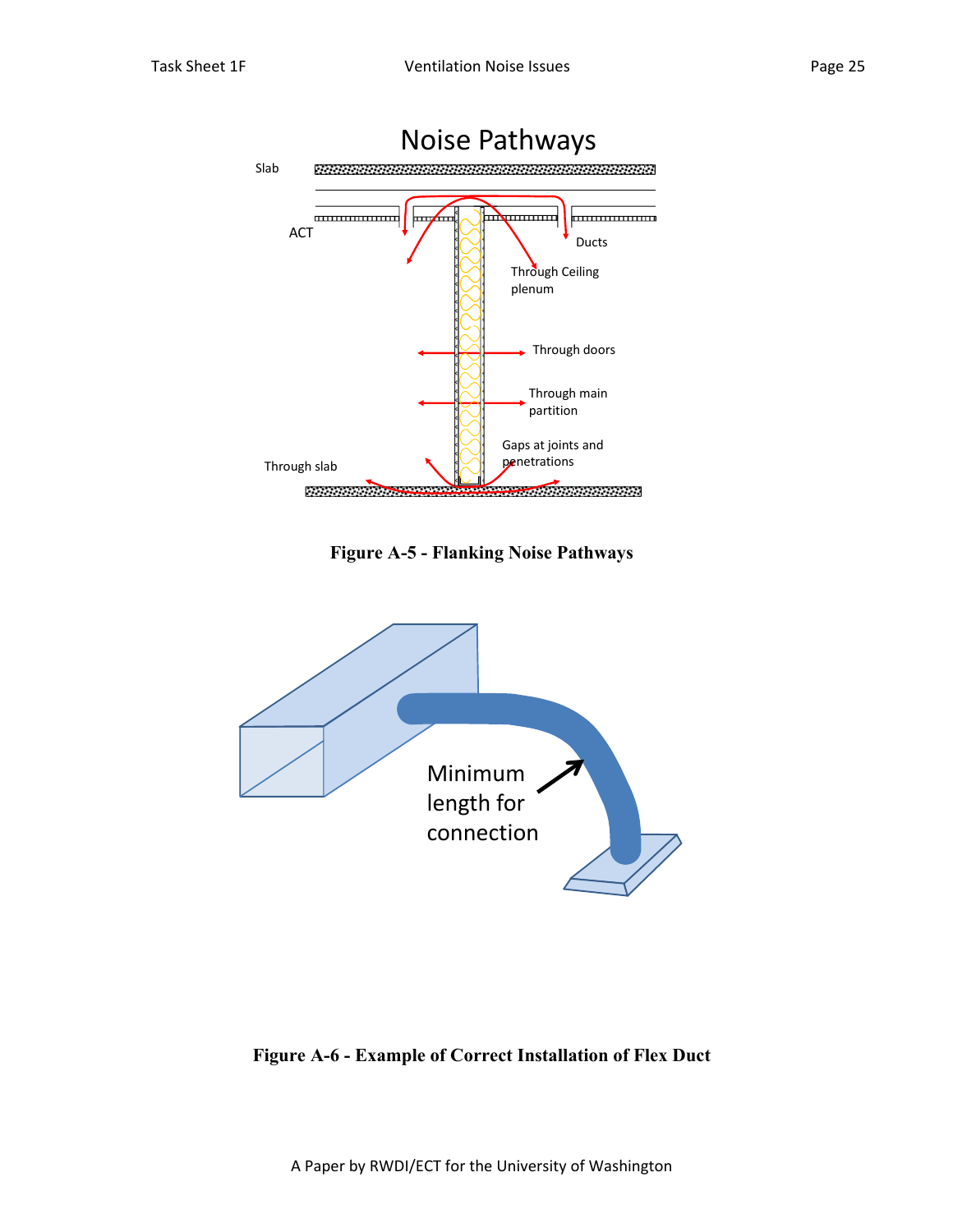Figure A-5 - Flanking Noise Pathways

Figure A-6 - Example of Correct Installation of Flex Duct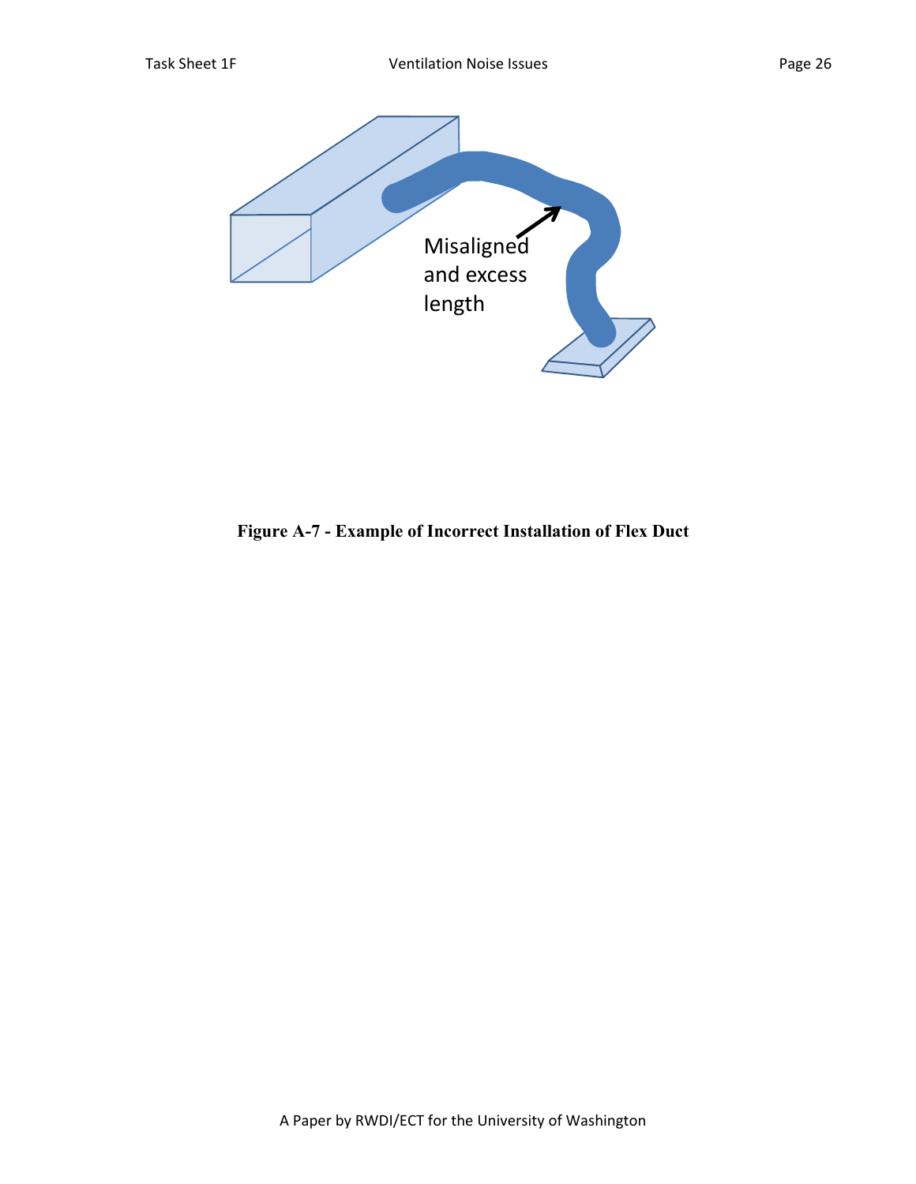Misaligned and excess length

**Figure A-7 - Example of Incorrect Installation of Flex Duct**